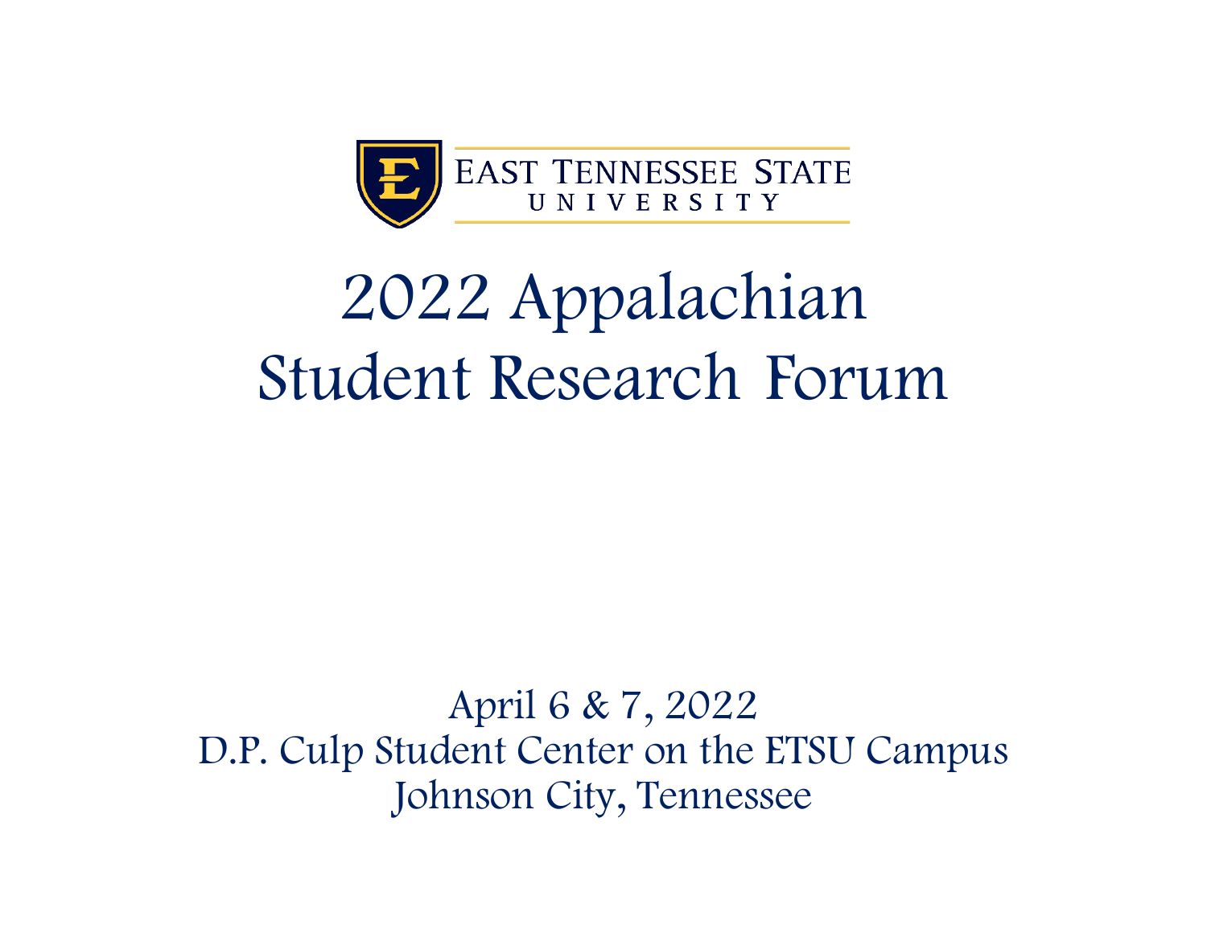EAST TENNESSEE STATE UNIVERSITY

# 2022 Appalachian Student Research Forum

April 6 & 7, 2022

D.P. Culp Student Center on the ETSU Campus

Johnson City, Tennessee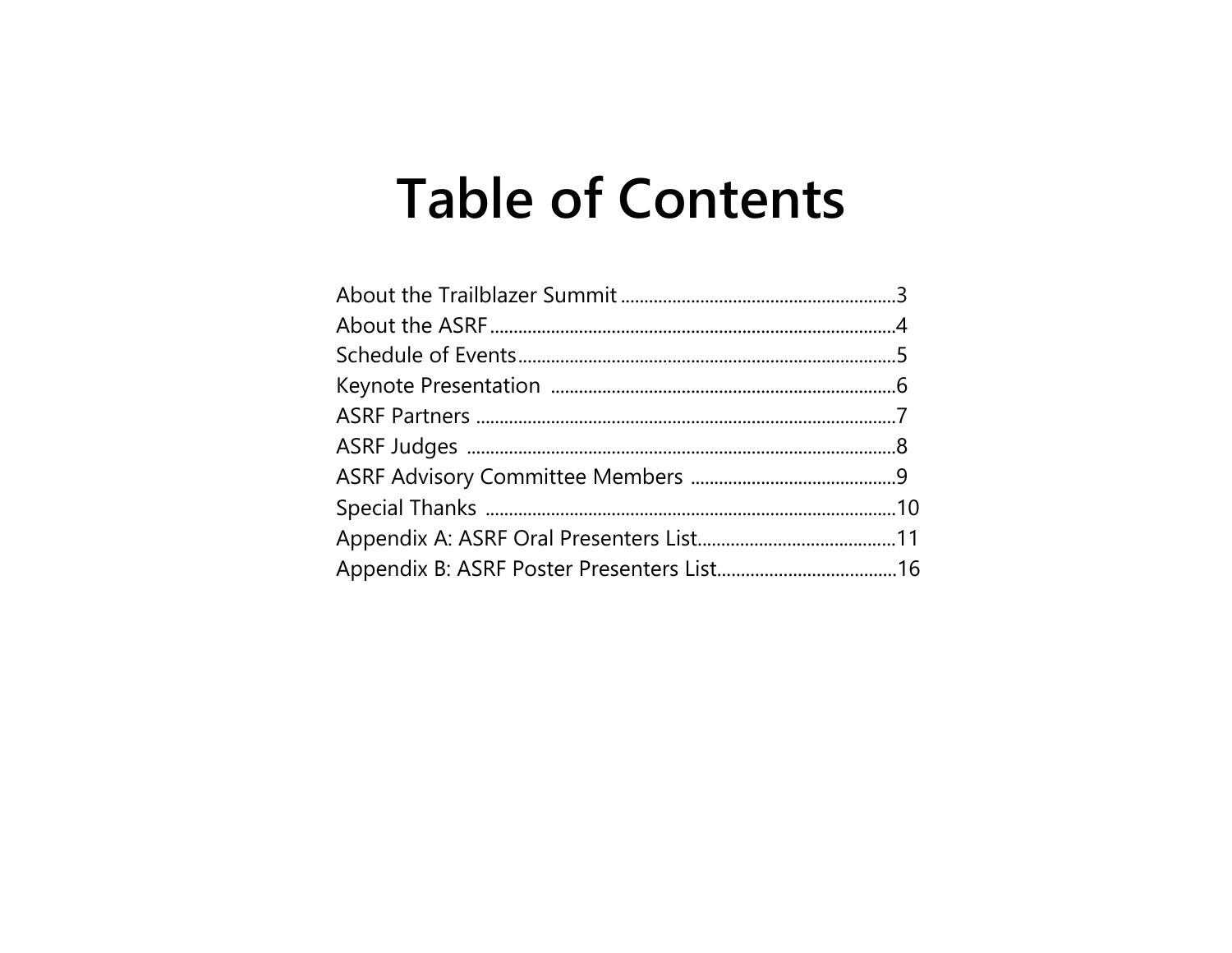# Table of Contents

About the Trailblazer Summit ........................................................3
About the ASRF.............................................................................4
Schedule of Events........................................................................5
Keynote Presentation ...................................................................6
ASRF Partners ...............................................................................7
ASRF Judges ..................................................................................8
ASRF Advisory Committee Members ..........................................9
Special Thanks .............................................................................10
Appendix A: ASRF Oral Presenters List.......................................11
Appendix B: ASRF Poster Presenters List....................................16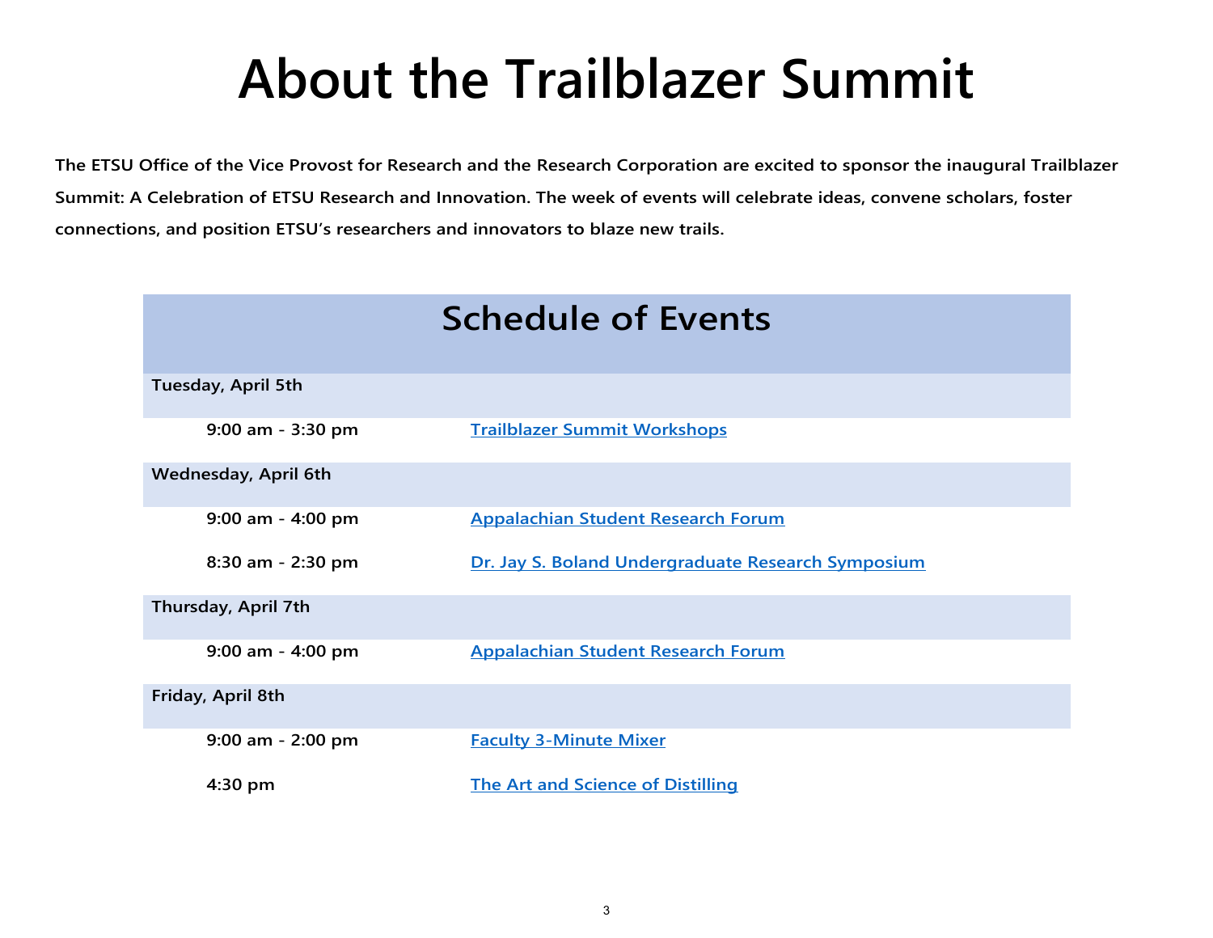# About the Trailblazer Summit

**The ETSU Office of the Vice Provost for Research and the Research Corporation are excited to sponsor the inaugural Trailblazer Summit: A Celebration of ETSU Research and Innovation. The week of events will celebrate ideas, convene scholars, foster connections, and position ETSU's researchers and innovators to blaze new trails.**

## Schedule of Events

| | |
|---|---|
| **Tuesday, April 5th** | |
| 9:00 am - 3:30 pm | Trailblazer Summit Workshops |
| **Wednesday, April 6th** | |
| 9:00 am - 4:00 pm | Appalachian Student Research Forum |
| 8:30 am - 2:30 pm | Dr. Jay S. Boland Undergraduate Research Symposium |
| **Thursday, April 7th** | |
| 9:00 am - 4:00 pm | Appalachian Student Research Forum |
| **Friday, April 8th** | |
| 9:00 am - 2:00 pm | Faculty 3-Minute Mixer |
| 4:30 pm | The Art and Science of Distilling |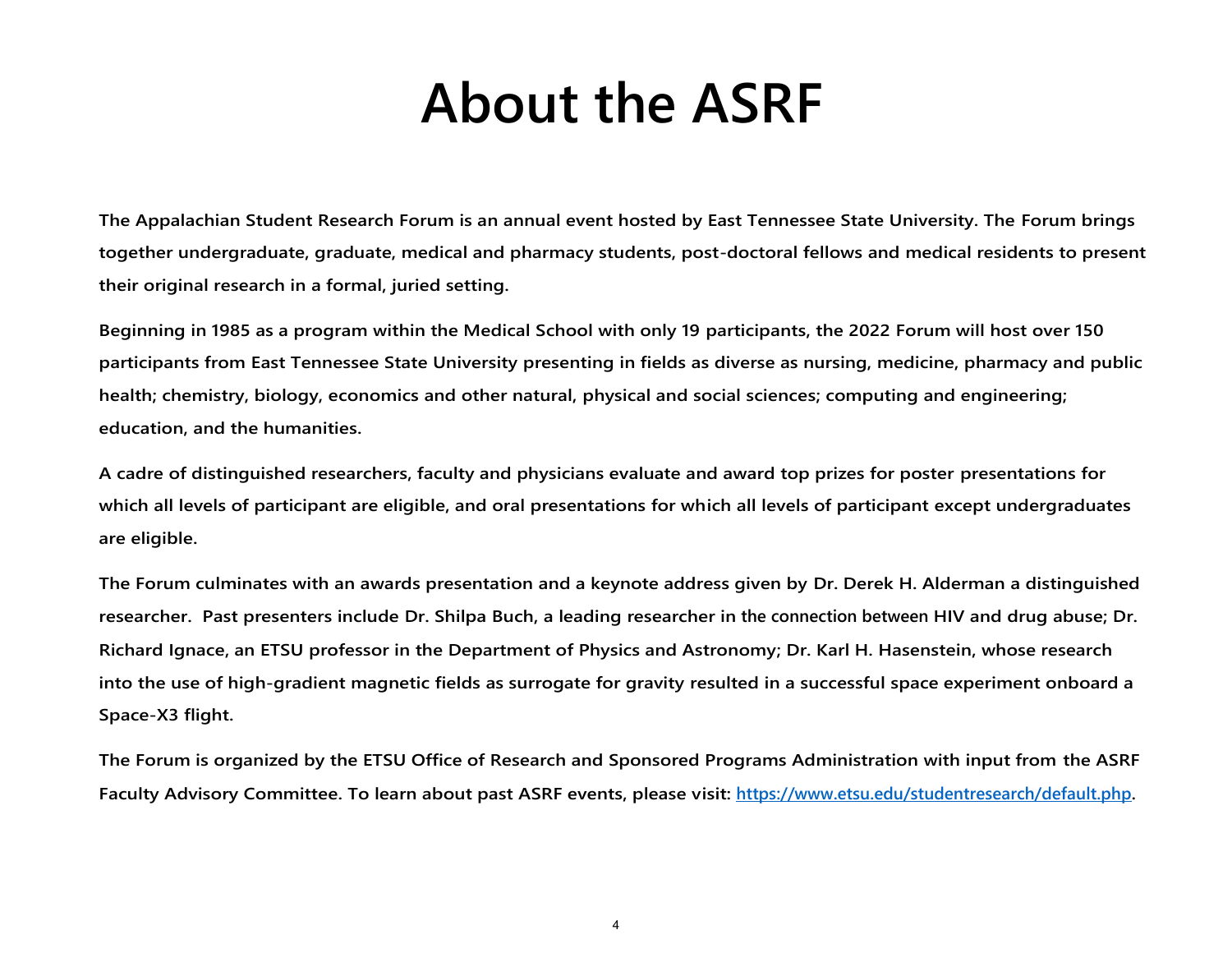# About the ASRF

The Appalachian Student Research Forum is an annual event hosted by East Tennessee State University. The Forum brings together undergraduate, graduate, medical and pharmacy students, post-doctoral fellows and medical residents to present their original research in a formal, juried setting.

Beginning in 1985 as a program within the Medical School with only 19 participants, the 2022 Forum will host over 150 participants from East Tennessee State University presenting in fields as diverse as nursing, medicine, pharmacy and public health; chemistry, biology, economics and other natural, physical and social sciences; computing and engineering; education, and the humanities.

A cadre of distinguished researchers, faculty and physicians evaluate and award top prizes for poster presentations for which all levels of participant are eligible, and oral presentations for which all levels of participant except undergraduates are eligible.

The Forum culminates with an awards presentation and a keynote address given by Dr. Derek H. Alderman a distinguished researcher. Past presenters include Dr. Shilpa Buch, a leading researcher in the connection between HIV and drug abuse; Dr. Richard Ignace, an ETSU professor in the Department of Physics and Astronomy; Dr. Karl H. Hasenstein, whose research into the use of high-gradient magnetic fields as surrogate for gravity resulted in a successful space experiment onboard a Space-X3 flight.

The Forum is organized by the ETSU Office of Research and Sponsored Programs Administration with input from the ASRF Faculty Advisory Committee. To learn about past ASRF events, please visit: [https://www.etsu.edu/studentresearch/default.php](https://www.etsu.edu/studentresearch/default.php).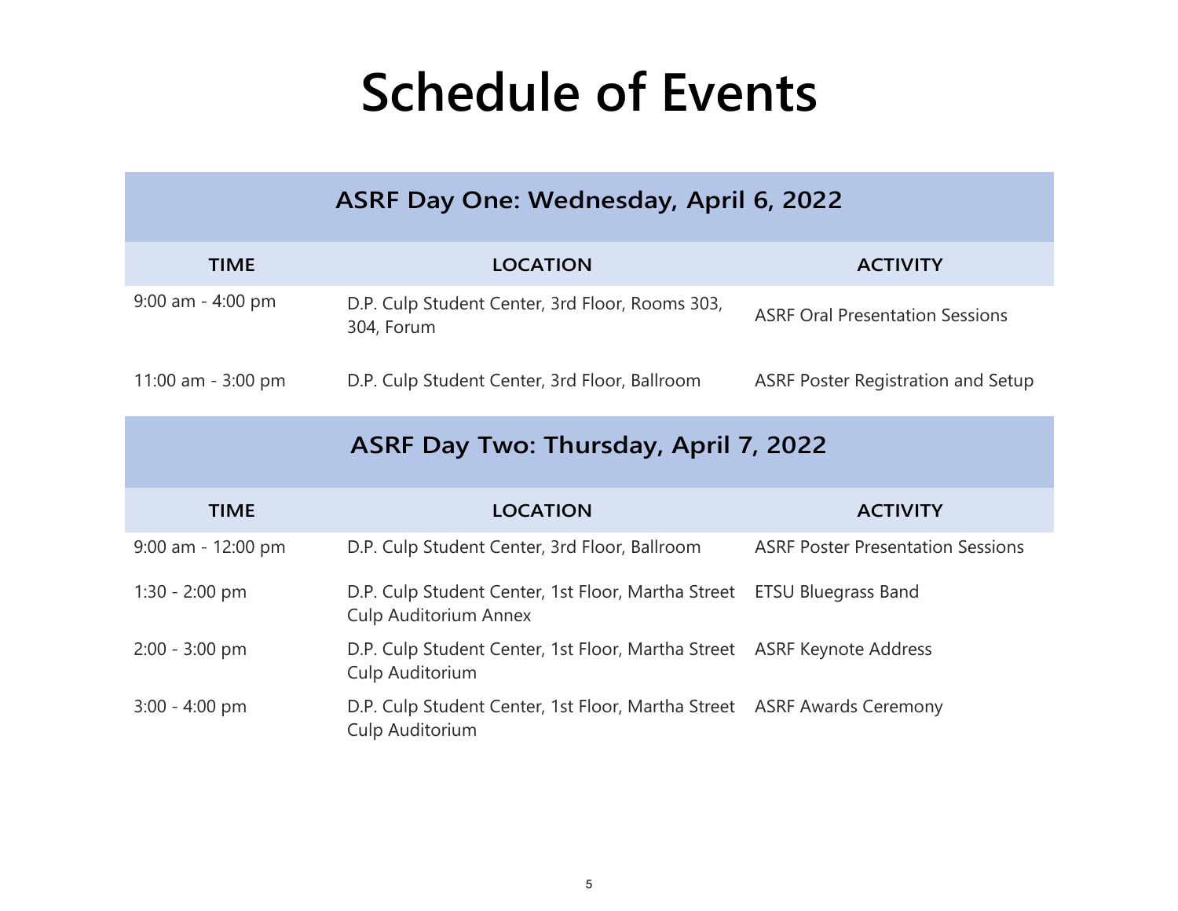# Schedule of Events

## ASRF Day One: Wednesday, April 6, 2022

| TIME | LOCATION | ACTIVITY |
|---|---|---|
| 9:00 am - 4:00 pm | D.P. Culp Student Center, 3rd Floor, Rooms 303, 304, Forum | ASRF Oral Presentation Sessions |
| 11:00 am - 3:00 pm | D.P. Culp Student Center, 3rd Floor, Ballroom | ASRF Poster Registration and Setup |

## ASRF Day Two: Thursday, April 7, 2022

| TIME | LOCATION | ACTIVITY |
|---|---|---|
| 9:00 am - 12:00 pm | D.P. Culp Student Center, 3rd Floor, Ballroom | ASRF Poster Presentation Sessions |
| 1:30 - 2:00 pm | D.P. Culp Student Center, 1st Floor, Martha Street Culp Auditorium Annex | ETSU Bluegrass Band |
| 2:00 - 3:00 pm | D.P. Culp Student Center, 1st Floor, Martha Street Culp Auditorium | ASRF Keynote Address |
| 3:00 - 4:00 pm | D.P. Culp Student Center, 1st Floor, Martha Street Culp Auditorium | ASRF Awards Ceremony |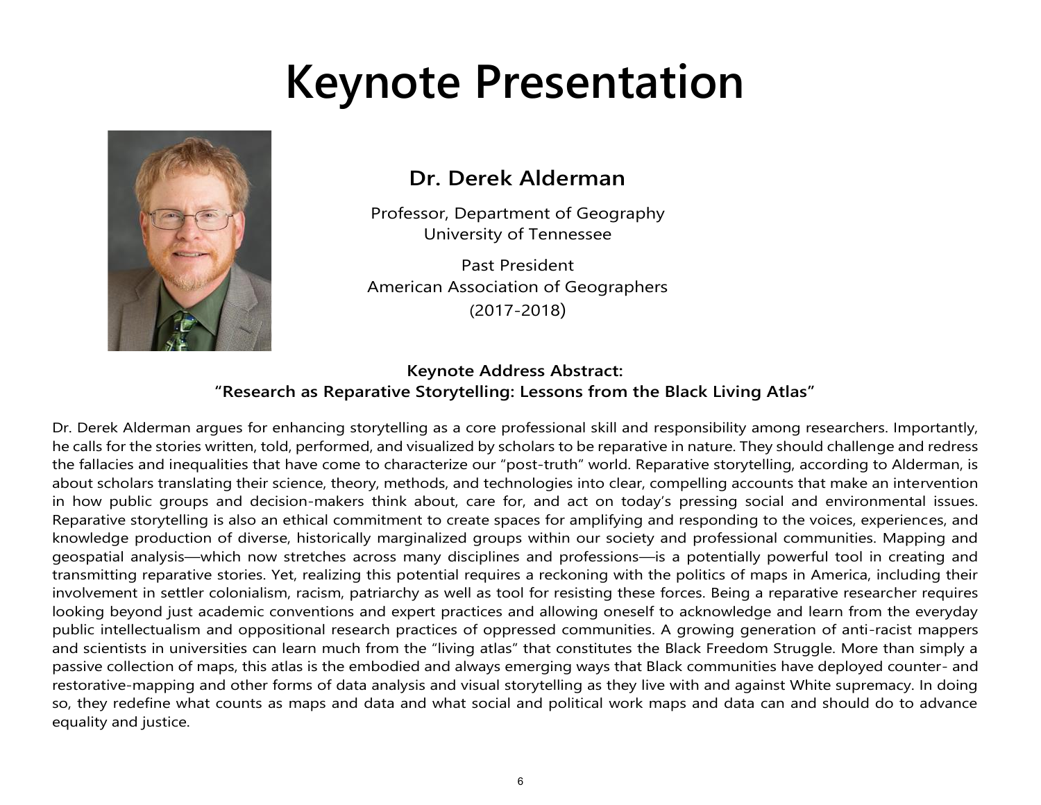# Keynote Presentation

**Dr. Derek Alderman**

Professor, Department of Geography
University of Tennessee

Past President
American Association of Geographers
(2017-2018)

**Keynote Address Abstract:**
**"Research as Reparative Storytelling: Lessons from the Black Living Atlas"**

Dr. Derek Alderman argues for enhancing storytelling as a core professional skill and responsibility among researchers. Importantly, he calls for the stories written, told, performed, and visualized by scholars to be reparative in nature. They should challenge and redress the fallacies and inequalities that have come to characterize our "post-truth" world. Reparative storytelling, according to Alderman, is about scholars translating their science, theory, methods, and technologies into clear, compelling accounts that make an intervention in how public groups and decision-makers think about, care for, and act on today's pressing social and environmental issues. Reparative storytelling is also an ethical commitment to create spaces for amplifying and responding to the voices, experiences, and knowledge production of diverse, historically marginalized groups within our society and professional communities. Mapping and geospatial analysis—which now stretches across many disciplines and professions—is a potentially powerful tool in creating and transmitting reparative stories. Yet, realizing this potential requires a reckoning with the politics of maps in America, including their involvement in settler colonialism, racism, patriarchy as well as tool for resisting these forces. Being a reparative researcher requires looking beyond just academic conventions and expert practices and allowing oneself to acknowledge and learn from the everyday public intellectualism and oppositional research practices of oppressed communities. A growing generation of anti-racist mappers and scientists in universities can learn much from the "living atlas" that constitutes the Black Freedom Struggle. More than simply a passive collection of maps, this atlas is the embodied and always emerging ways that Black communities have deployed counter- and restorative-mapping and other forms of data analysis and visual storytelling as they live with and against White supremacy. In doing so, they redefine what counts as maps and data and what social and political work maps and data can and should do to advance equality and justice.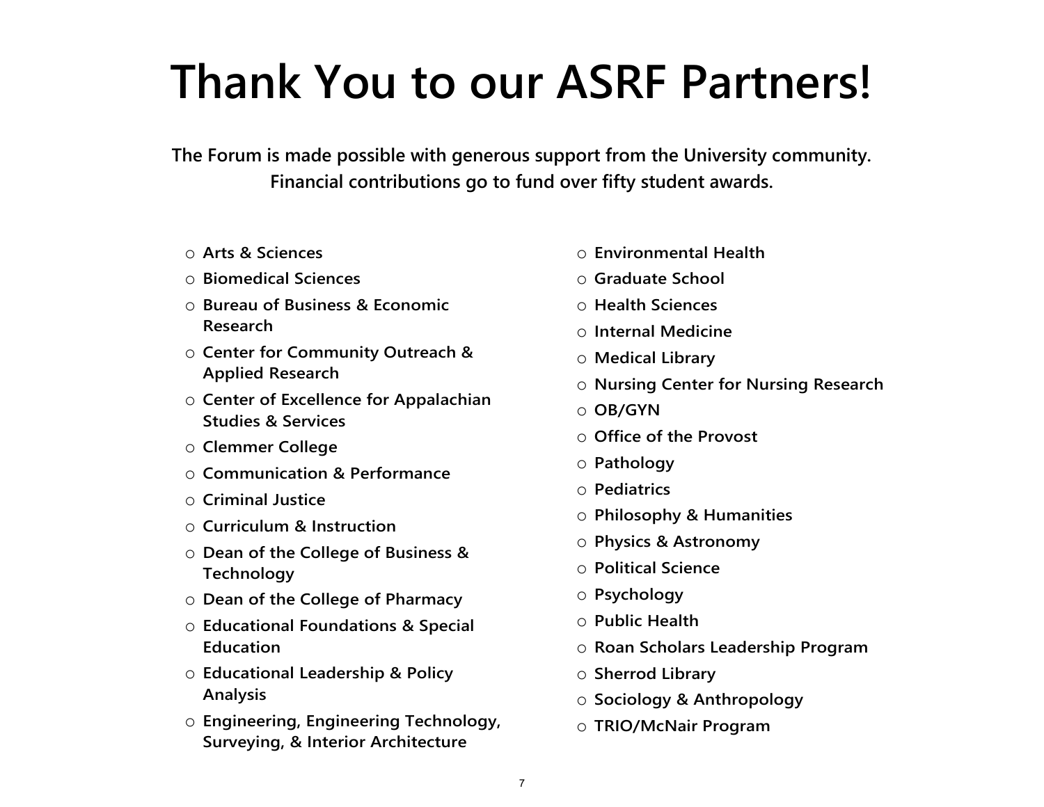# Thank You to our ASRF Partners!

**The Forum is made possible with generous support from the University community. Financial contributions go to fund over fifty student awards.**

- Arts & Sciences
- Biomedical Sciences
- Bureau of Business & Economic Research
- Center for Community Outreach & Applied Research
- Center of Excellence for Appalachian Studies & Services
- Clemmer College
- Communication & Performance
- Criminal Justice
- Curriculum & Instruction
- Dean of the College of Business & Technology
- Dean of the College of Pharmacy
- Educational Foundations & Special Education
- Educational Leadership & Policy Analysis
- Engineering, Engineering Technology, Surveying, & Interior Architecture
- Environmental Health
- Graduate School
- Health Sciences
- Internal Medicine
- Medical Library
- Nursing Center for Nursing Research
- OB/GYN
- Office of the Provost
- Pathology
- Pediatrics
- Philosophy & Humanities
- Physics & Astronomy
- Political Science
- Psychology
- Public Health
- Roan Scholars Leadership Program
- Sherrod Library
- Sociology & Anthropology
- TRIO/McNair Program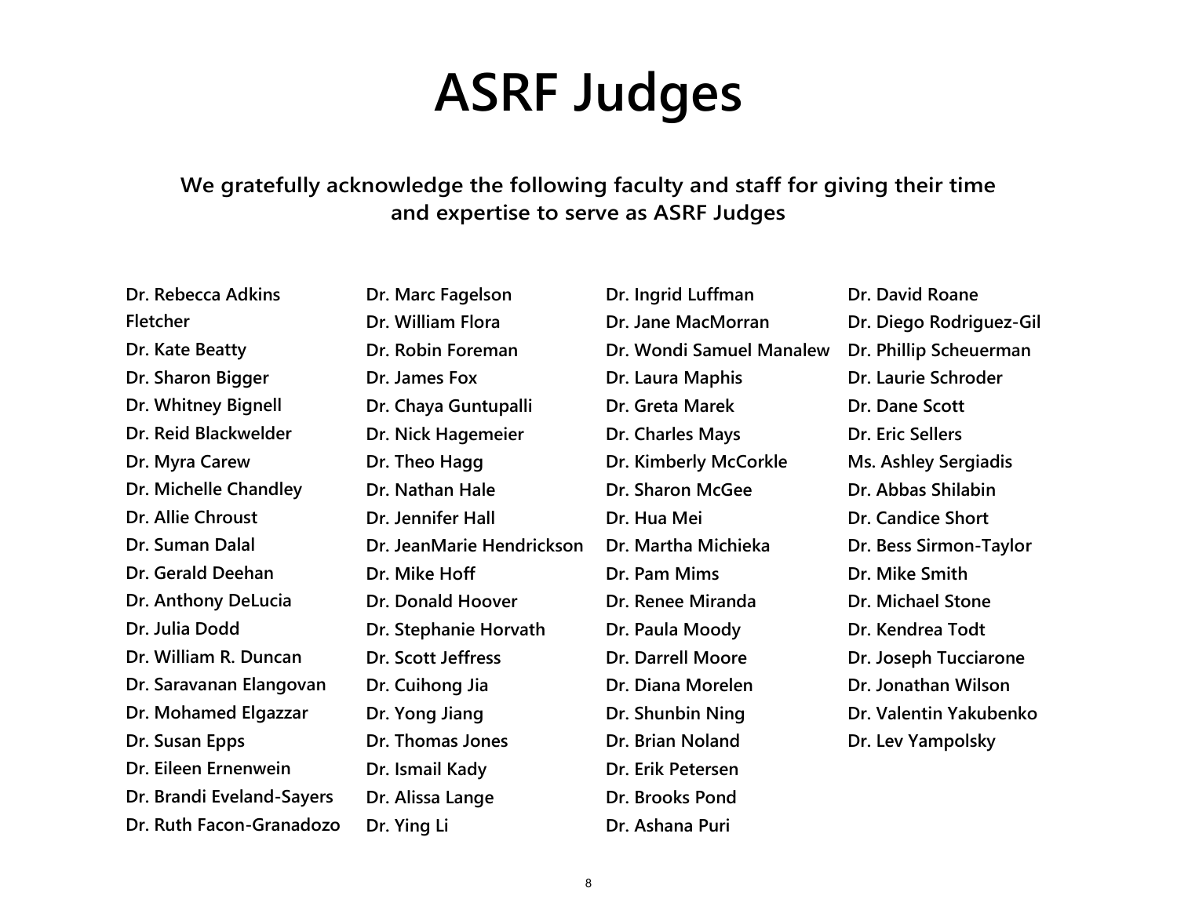# ASRF Judges

**We gratefully acknowledge the following faculty and staff for giving their time and expertise to serve as ASRF Judges**

- Dr. Rebecca Adkins Fletcher
- Dr. Kate Beatty
- Dr. Sharon Bigger
- Dr. Whitney Bignell
- Dr. Reid Blackwelder
- Dr. Myra Carew
- Dr. Michelle Chandley
- Dr. Allie Chroust
- Dr. Suman Dalal
- Dr. Gerald Deehan
- Dr. Anthony DeLucia
- Dr. Julia Dodd
- Dr. William R. Duncan
- Dr. Saravanan Elangovan
- Dr. Mohamed Elgazzar
- Dr. Susan Epps
- Dr. Eileen Ernenwein
- Dr. Brandi Eveland-Sayers
- Dr. Ruth Facon-Granadozo
- Dr. Marc Fagelson
- Dr. William Flora
- Dr. Robin Foreman
- Dr. James Fox
- Dr. Chaya Guntupalli
- Dr. Nick Hagemeier
- Dr. Theo Hagg
- Dr. Nathan Hale
- Dr. Jennifer Hall
- Dr. JeanMarie Hendrickson
- Dr. Mike Hoff
- Dr. Donald Hoover
- Dr. Stephanie Horvath
- Dr. Scott Jeffress
- Dr. Cuihong Jia
- Dr. Yong Jiang
- Dr. Thomas Jones
- Dr. Ismail Kady
- Dr. Alissa Lange
- Dr. Ying Li
- Dr. Ingrid Luffman
- Dr. Jane MacMorran
- Dr. Wondi Samuel Manalew
- Dr. Laura Maphis
- Dr. Greta Marek
- Dr. Charles Mays
- Dr. Kimberly McCorkle
- Dr. Sharon McGee
- Dr. Hua Mei
- Dr. Martha Michieka
- Dr. Pam Mims
- Dr. Renee Miranda
- Dr. Paula Moody
- Dr. Darrell Moore
- Dr. Diana Morelen
- Dr. Shunbin Ning
- Dr. Brian Noland
- Dr. Erik Petersen
- Dr. Brooks Pond
- Dr. Ashana Puri
- Dr. David Roane
- Dr. Diego Rodriguez-Gil
- Dr. Phillip Scheuerman
- Dr. Laurie Schroder
- Dr. Dane Scott
- Dr. Eric Sellers
- Ms. Ashley Sergiadis
- Dr. Abbas Shilabin
- Dr. Candice Short
- Dr. Bess Sirmon-Taylor
- Dr. Mike Smith
- Dr. Michael Stone
- Dr. Kendrea Todt
- Dr. Joseph Tucciarone
- Dr. Jonathan Wilson
- Dr. Valentin Yakubenko
- Dr. Lev Yampolsky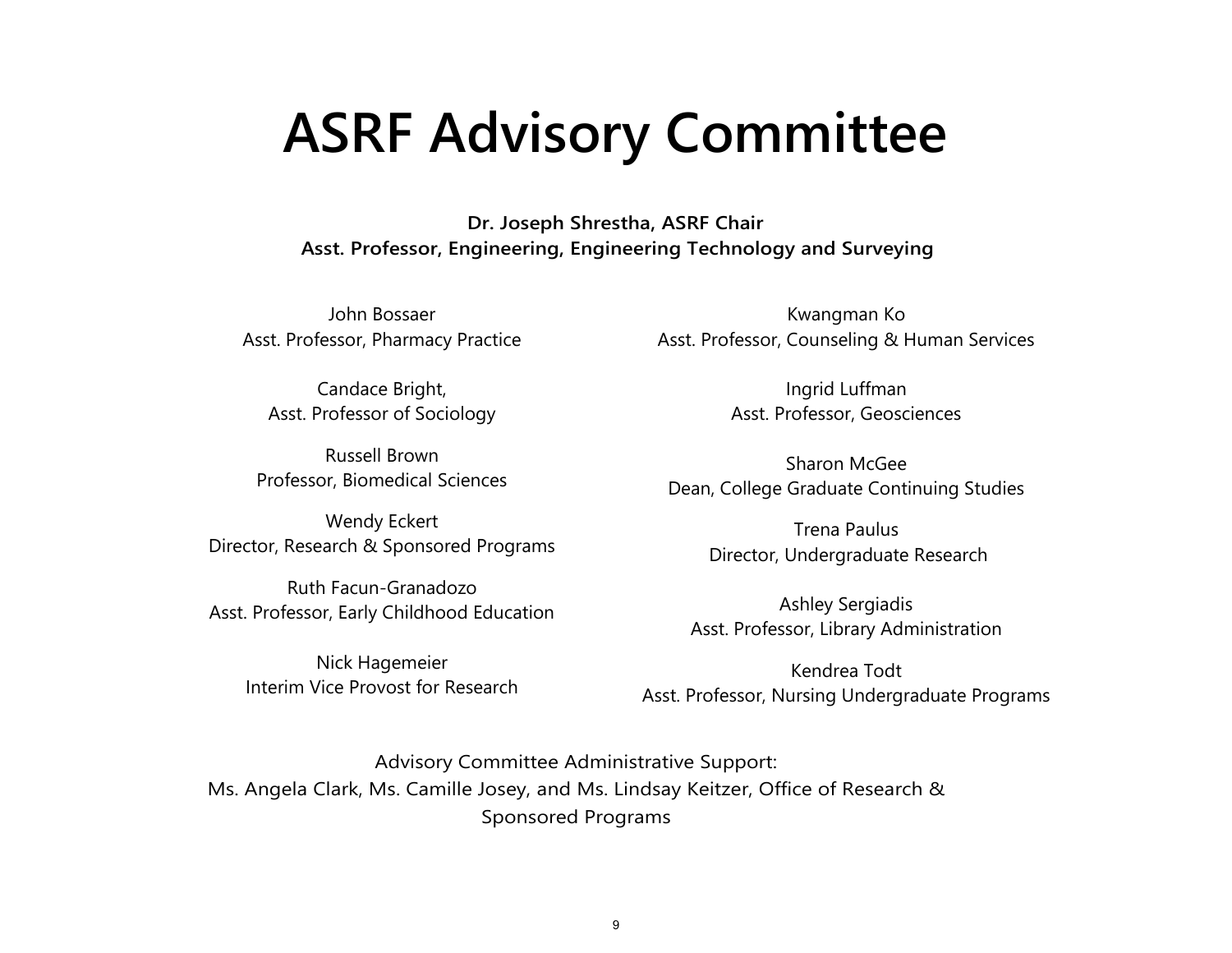# ASRF Advisory Committee

**Dr. Joseph Shrestha, ASRF Chair**
**Asst. Professor, Engineering, Engineering Technology and Surveying**

John Bossaer
Asst. Professor, Pharmacy Practice

Candace Bright,
Asst. Professor of Sociology

Russell Brown
Professor, Biomedical Sciences

Wendy Eckert
Director, Research & Sponsored Programs

Ruth Facun-Granadozo
Asst. Professor, Early Childhood Education

Nick Hagemeier
Interim Vice Provost for Research

Kwangman Ko
Asst. Professor, Counseling & Human Services

Ingrid Luffman
Asst. Professor, Geosciences

Sharon McGee
Dean, College Graduate Continuing Studies

Trena Paulus
Director, Undergraduate Research

Ashley Sergiadis
Asst. Professor, Library Administration

Kendrea Todt
Asst. Professor, Nursing Undergraduate Programs

Advisory Committee Administrative Support:
Ms. Angela Clark, Ms. Camille Josey, and Ms. Lindsay Keitzer, Office of Research & Sponsored Programs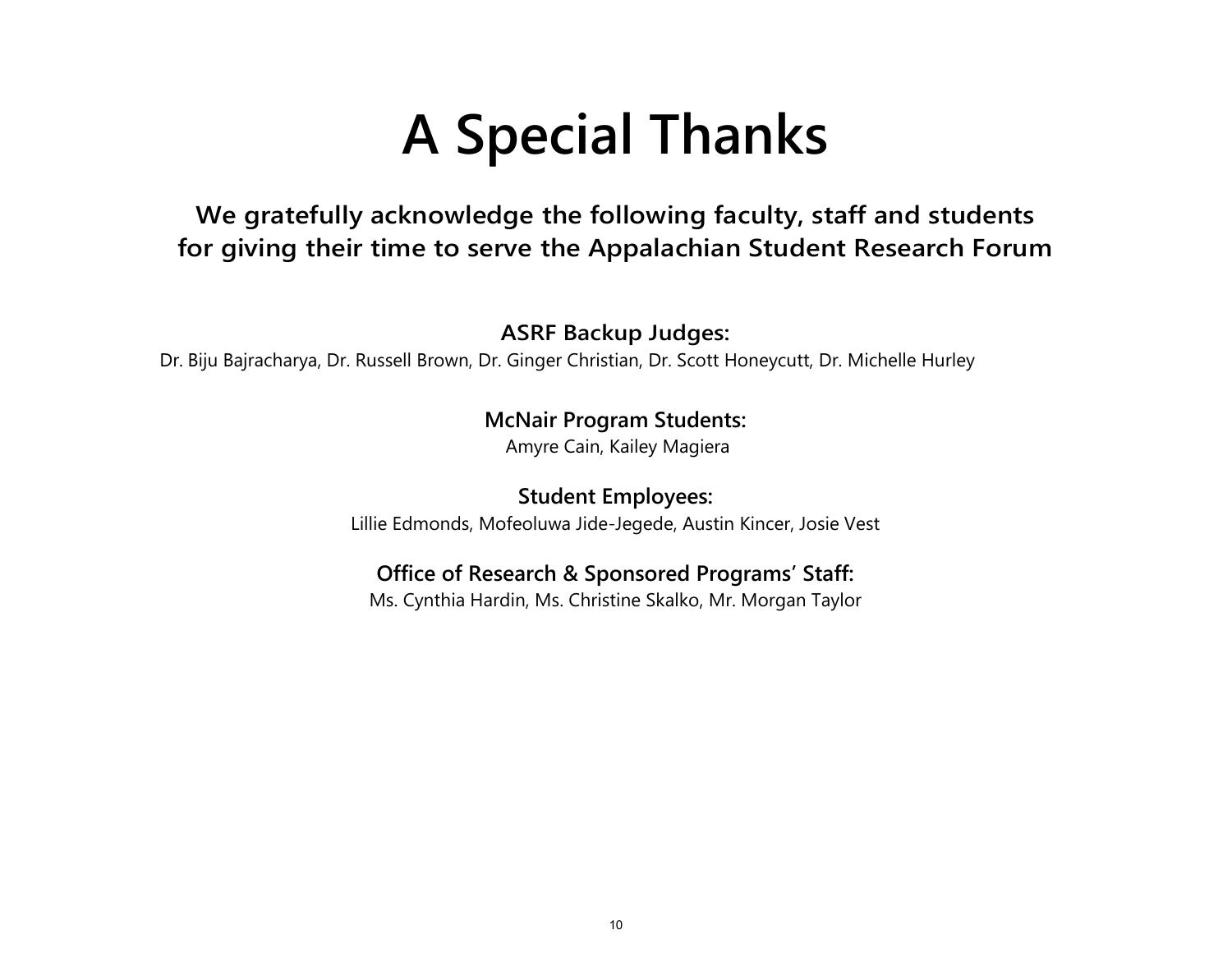# A Special Thanks

## We gratefully acknowledge the following faculty, staff and students for giving their time to serve the Appalachian Student Research Forum

**ASRF Backup Judges:**

Dr. Biju Bajracharya, Dr. Russell Brown, Dr. Ginger Christian, Dr. Scott Honeycutt, Dr. Michelle Hurley

**McNair Program Students:**

Amyre Cain, Kailey Magiera

**Student Employees:**

Lillie Edmonds, Mofeoluwa Jide-Jegede, Austin Kincer, Josie Vest

**Office of Research & Sponsored Programs' Staff:**

Ms. Cynthia Hardin, Ms. Christine Skalko, Mr. Morgan Taylor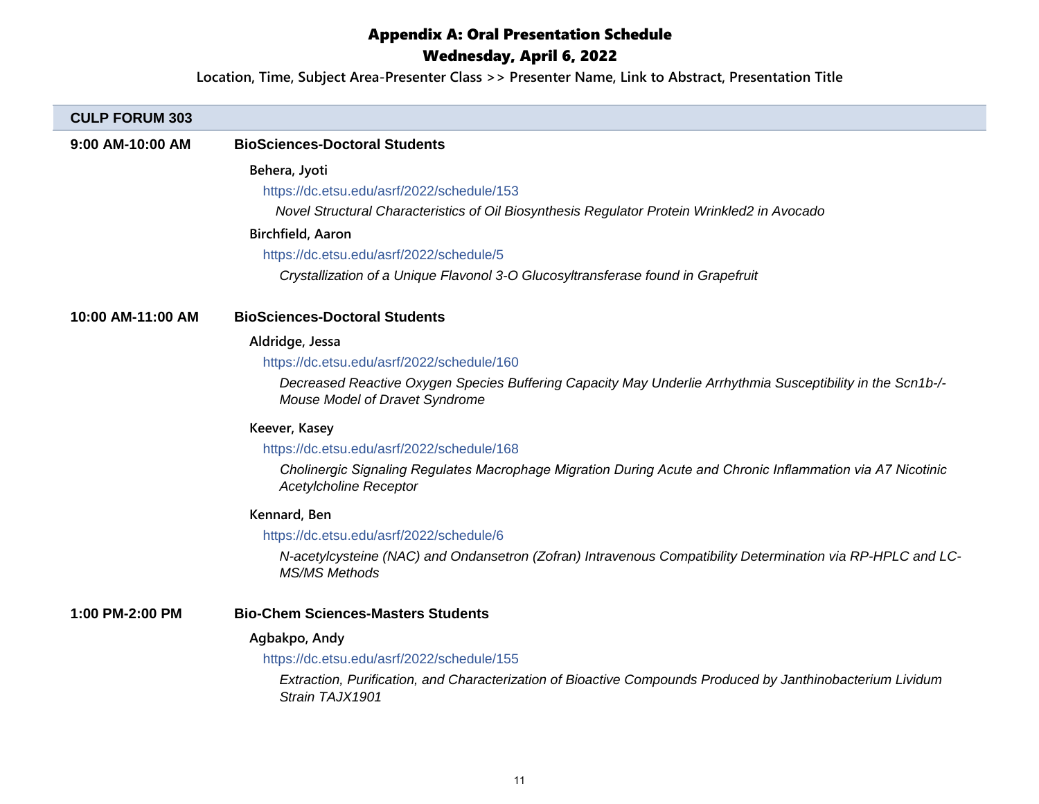# Appendix A: Oral Presentation Schedule

## Wednesday, April 6, 2022

**Location, Time, Subject Area-Presenter Class >> Presenter Name, Link to Abstract, Presentation Title**

### CULP FORUM 303

**9:00 AM-10:00 AM** — **BioSciences-Doctoral Students**

**Behera, Jyoti**
https://dc.etsu.edu/asrf/2022/schedule/153
*Novel Structural Characteristics of Oil Biosynthesis Regulator Protein Wrinkled2 in Avocado*

**Birchfield, Aaron**
https://dc.etsu.edu/asrf/2022/schedule/5
*Crystallization of a Unique Flavonol 3-O Glucosyltransferase found in Grapefruit*

**10:00 AM-11:00 AM** — **BioSciences-Doctoral Students**

**Aldridge, Jessa**
https://dc.etsu.edu/asrf/2022/schedule/160
*Decreased Reactive Oxygen Species Buffering Capacity May Underlie Arrhythmia Susceptibility in the Scn1b-/- Mouse Model of Dravet Syndrome*

**Keever, Kasey**
https://dc.etsu.edu/asrf/2022/schedule/168
*Cholinergic Signaling Regulates Macrophage Migration During Acute and Chronic Inflammation via A7 Nicotinic Acetylcholine Receptor*

**Kennard, Ben**
https://dc.etsu.edu/asrf/2022/schedule/6
*N-acetylcysteine (NAC) and Ondansetron (Zofran) Intravenous Compatibility Determination via RP-HPLC and LC-MS/MS Methods*

**1:00 PM-2:00 PM** — **Bio-Chem Sciences-Masters Students**

**Agbakpo, Andy**
https://dc.etsu.edu/asrf/2022/schedule/155
*Extraction, Purification, and Characterization of Bioactive Compounds Produced by Janthinobacterium Lividum Strain TAJX1901*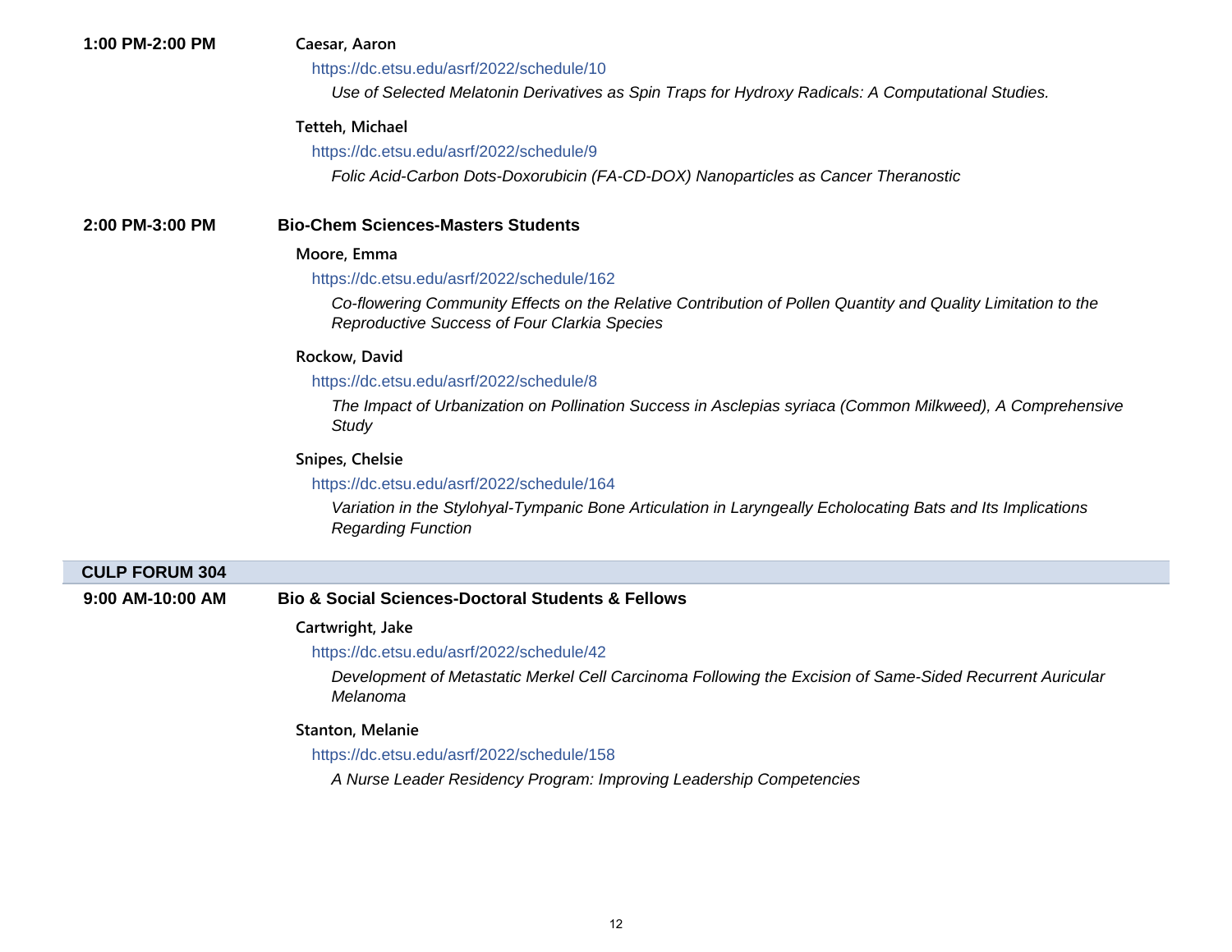**1:00 PM-2:00 PM**

**Caesar, Aaron**

https://dc.etsu.edu/asrf/2022/schedule/10

*Use of Selected Melatonin Derivatives as Spin Traps for Hydroxy Radicals: A Computational Studies.*

**Tetteh, Michael**

https://dc.etsu.edu/asrf/2022/schedule/9

*Folic Acid-Carbon Dots-Doxorubicin (FA-CD-DOX) Nanoparticles as Cancer Theranostic*

**2:00 PM-3:00 PM** **Bio-Chem Sciences-Masters Students**

**Moore, Emma**

https://dc.etsu.edu/asrf/2022/schedule/162

*Co-flowering Community Effects on the Relative Contribution of Pollen Quantity and Quality Limitation to the Reproductive Success of Four Clarkia Species*

**Rockow, David**

https://dc.etsu.edu/asrf/2022/schedule/8

*The Impact of Urbanization on Pollination Success in Asclepias syriaca (Common Milkweed), A Comprehensive Study*

**Snipes, Chelsie**

https://dc.etsu.edu/asrf/2022/schedule/164

*Variation in the Stylohyal-Tympanic Bone Articulation in Laryngeally Echolocating Bats and Its Implications Regarding Function*

## CULP FORUM 304

**9:00 AM-10:00 AM** **Bio & Social Sciences-Doctoral Students & Fellows**

**Cartwright, Jake**

https://dc.etsu.edu/asrf/2022/schedule/42

*Development of Metastatic Merkel Cell Carcinoma Following the Excision of Same-Sided Recurrent Auricular Melanoma*

**Stanton, Melanie**

https://dc.etsu.edu/asrf/2022/schedule/158

*A Nurse Leader Residency Program: Improving Leadership Competencies*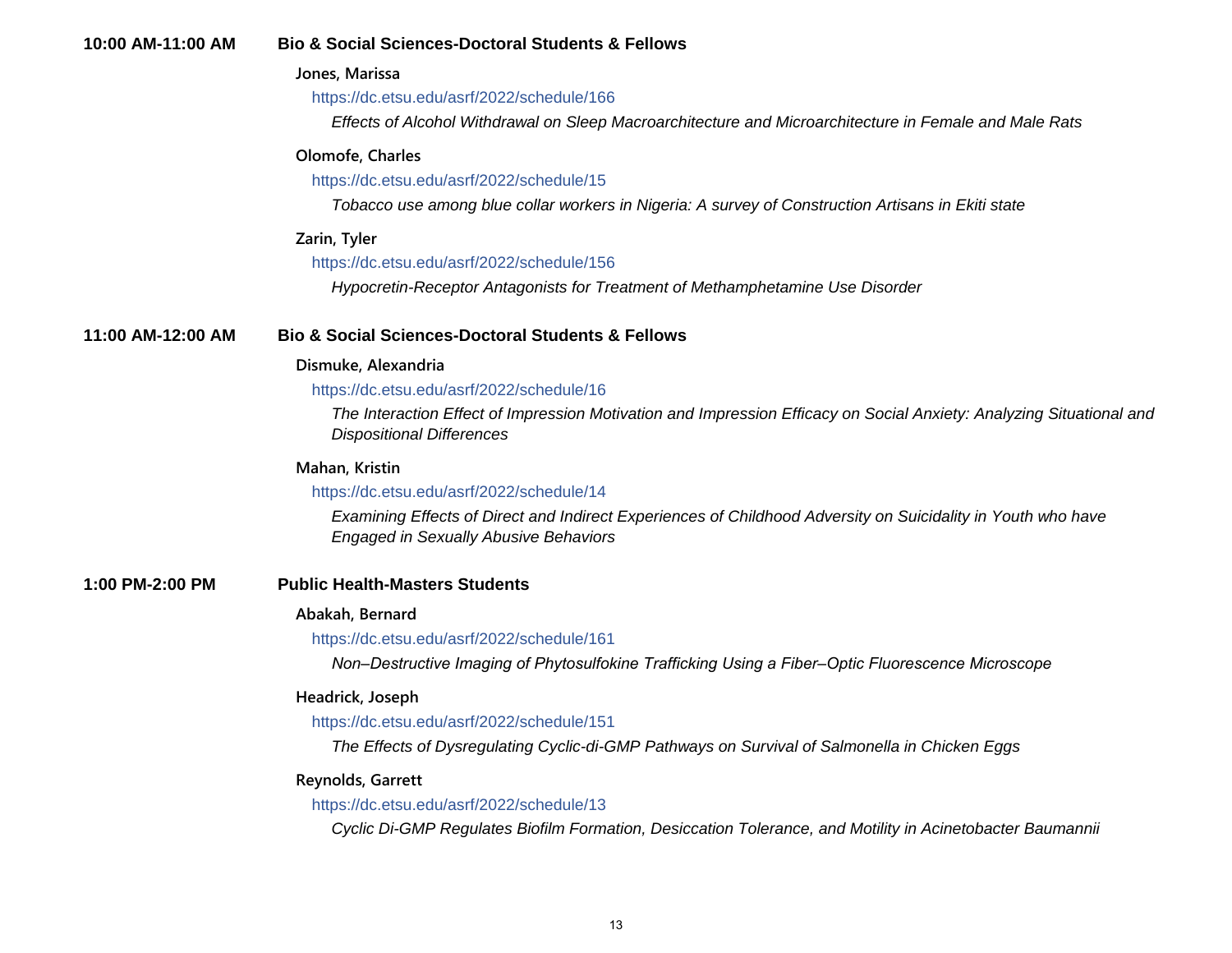**10:00 AM-11:00 AM** **Bio & Social Sciences-Doctoral Students & Fellows**

**Jones, Marissa**

https://dc.etsu.edu/asrf/2022/schedule/166

*Effects of Alcohol Withdrawal on Sleep Macroarchitecture and Microarchitecture in Female and Male Rats*

**Olomofe, Charles**

https://dc.etsu.edu/asrf/2022/schedule/15

*Tobacco use among blue collar workers in Nigeria: A survey of Construction Artisans in Ekiti state*

**Zarin, Tyler**

https://dc.etsu.edu/asrf/2022/schedule/156

*Hypocretin-Receptor Antagonists for Treatment of Methamphetamine Use Disorder*

**11:00 AM-12:00 AM** **Bio & Social Sciences-Doctoral Students & Fellows**

**Dismuke, Alexandria**

https://dc.etsu.edu/asrf/2022/schedule/16

*The Interaction Effect of Impression Motivation and Impression Efficacy on Social Anxiety: Analyzing Situational and Dispositional Differences*

**Mahan, Kristin**

https://dc.etsu.edu/asrf/2022/schedule/14

*Examining Effects of Direct and Indirect Experiences of Childhood Adversity on Suicidality in Youth who have Engaged in Sexually Abusive Behaviors*

**1:00 PM-2:00 PM** **Public Health-Masters Students**

**Abakah, Bernard**

https://dc.etsu.edu/asrf/2022/schedule/161

*Non–Destructive Imaging of Phytosulfokine Trafficking Using a Fiber–Optic Fluorescence Microscope*

**Headrick, Joseph**

https://dc.etsu.edu/asrf/2022/schedule/151

*The Effects of Dysregulating Cyclic-di-GMP Pathways on Survival of Salmonella in Chicken Eggs*

**Reynolds, Garrett**

https://dc.etsu.edu/asrf/2022/schedule/13

*Cyclic Di-GMP Regulates Biofilm Formation, Desiccation Tolerance, and Motility in Acinetobacter Baumannii*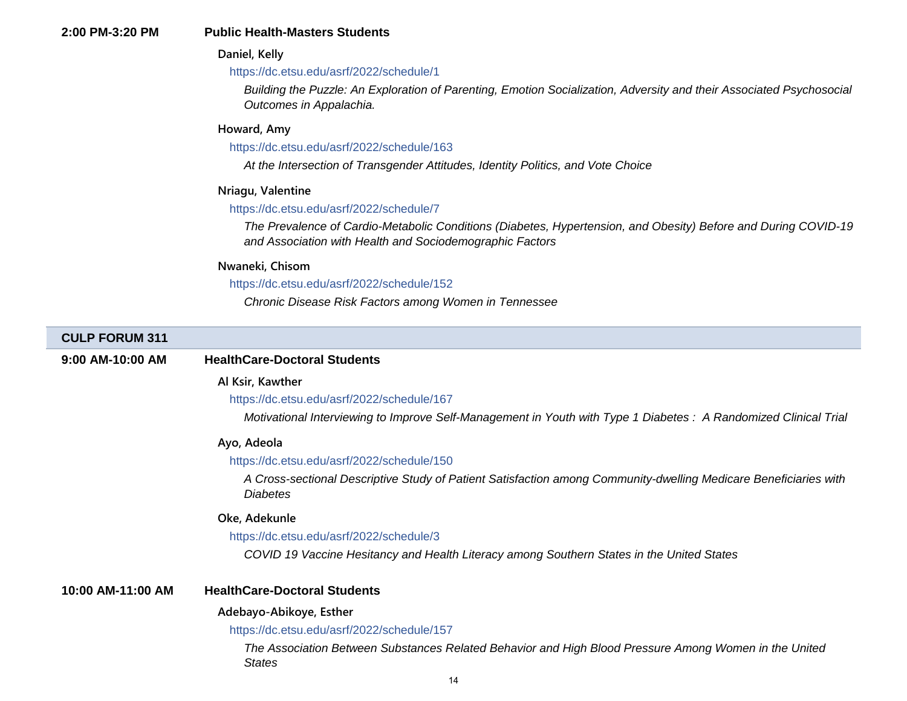**2:00 PM-3:20 PM** **Public Health-Masters Students**

**Daniel, Kelly**

https://dc.etsu.edu/asrf/2022/schedule/1

*Building the Puzzle: An Exploration of Parenting, Emotion Socialization, Adversity and their Associated Psychosocial Outcomes in Appalachia.*

**Howard, Amy**

https://dc.etsu.edu/asrf/2022/schedule/163

*At the Intersection of Transgender Attitudes, Identity Politics, and Vote Choice*

**Nriagu, Valentine**

https://dc.etsu.edu/asrf/2022/schedule/7

*The Prevalence of Cardio-Metabolic Conditions (Diabetes, Hypertension, and Obesity) Before and During COVID-19 and Association with Health and Sociodemographic Factors*

**Nwaneki, Chisom**

https://dc.etsu.edu/asrf/2022/schedule/152

*Chronic Disease Risk Factors among Women in Tennessee*

## CULP FORUM 311

**9:00 AM-10:00 AM** **HealthCare-Doctoral Students**

**Al Ksir, Kawther**

https://dc.etsu.edu/asrf/2022/schedule/167

*Motivational Interviewing to Improve Self-Management in Youth with Type 1 Diabetes : A Randomized Clinical Trial*

**Ayo, Adeola**

https://dc.etsu.edu/asrf/2022/schedule/150

*A Cross-sectional Descriptive Study of Patient Satisfaction among Community-dwelling Medicare Beneficiaries with Diabetes*

**Oke, Adekunle**

https://dc.etsu.edu/asrf/2022/schedule/3

*COVID 19 Vaccine Hesitancy and Health Literacy among Southern States in the United States*

**10:00 AM-11:00 AM** **HealthCare-Doctoral Students**

**Adebayo-Abikoye, Esther**

https://dc.etsu.edu/asrf/2022/schedule/157

*The Association Between Substances Related Behavior and High Blood Pressure Among Women in the United States*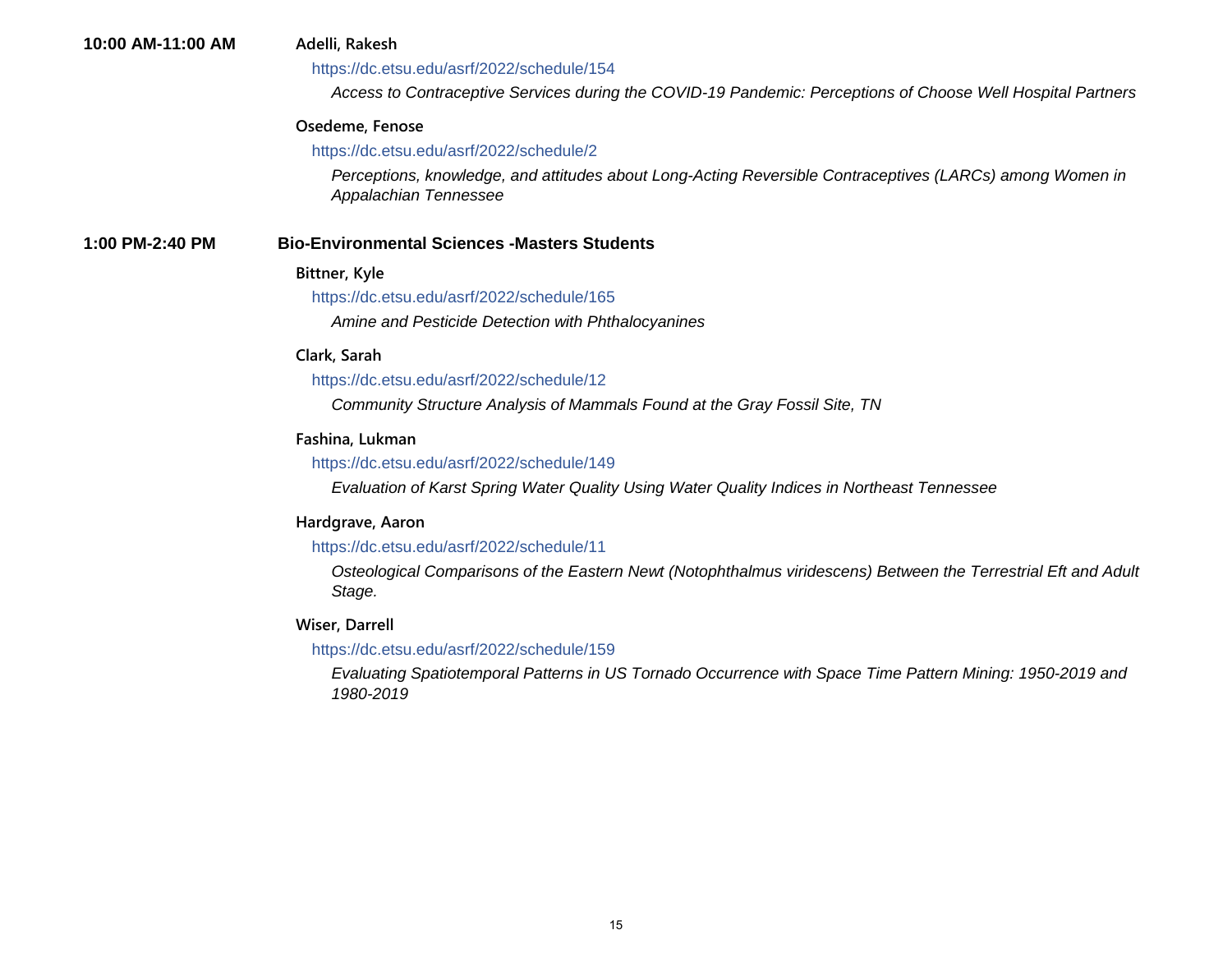**10:00 AM-11:00 AM**

**Adelli, Rakesh**

https://dc.etsu.edu/asrf/2022/schedule/154

*Access to Contraceptive Services during the COVID-19 Pandemic: Perceptions of Choose Well Hospital Partners*

**Osedeme, Fenose**

https://dc.etsu.edu/asrf/2022/schedule/2

*Perceptions, knowledge, and attitudes about Long-Acting Reversible Contraceptives (LARCs) among Women in Appalachian Tennessee*

**1:00 PM-2:40 PM**

**Bio-Environmental Sciences -Masters Students**

**Bittner, Kyle**

https://dc.etsu.edu/asrf/2022/schedule/165

*Amine and Pesticide Detection with Phthalocyanines*

**Clark, Sarah**

https://dc.etsu.edu/asrf/2022/schedule/12

*Community Structure Analysis of Mammals Found at the Gray Fossil Site, TN*

**Fashina, Lukman**

https://dc.etsu.edu/asrf/2022/schedule/149

*Evaluation of Karst Spring Water Quality Using Water Quality Indices in Northeast Tennessee*

**Hardgrave, Aaron**

https://dc.etsu.edu/asrf/2022/schedule/11

*Osteological Comparisons of the Eastern Newt (Notophthalmus viridescens) Between the Terrestrial Eft and Adult Stage.*

**Wiser, Darrell**

https://dc.etsu.edu/asrf/2022/schedule/159

*Evaluating Spatiotemporal Patterns in US Tornado Occurrence with Space Time Pattern Mining: 1950-2019 and 1980-2019*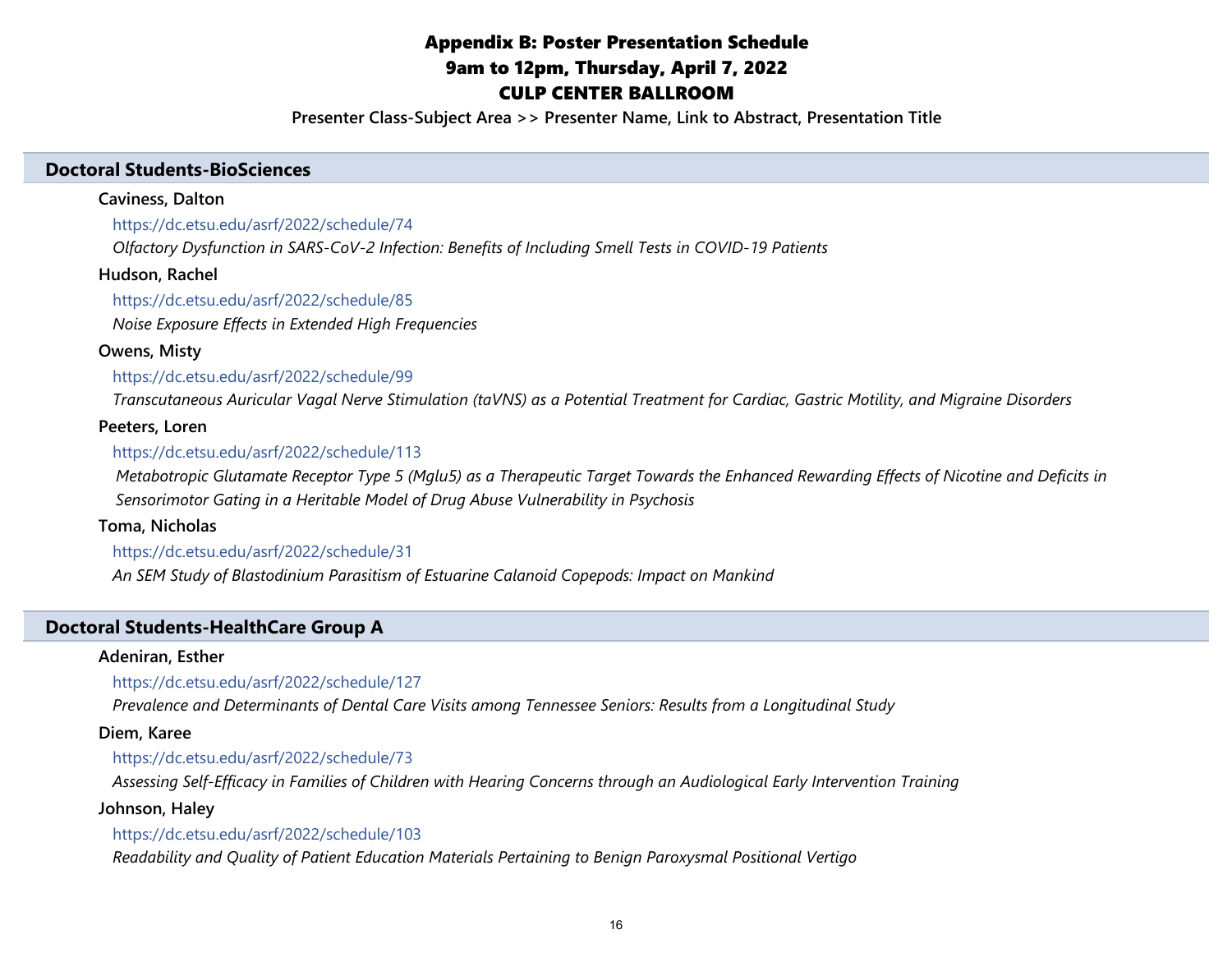# Appendix B: Poster Presentation Schedule

## 9am to 12pm, Thursday, April 7, 2022

## CULP CENTER BALLROOM

**Presenter Class-Subject Area >> Presenter Name, Link to Abstract, Presentation Title**

### Doctoral Students-BioSciences

**Caviness, Dalton**

https://dc.etsu.edu/asrf/2022/schedule/74

*Olfactory Dysfunction in SARS-CoV-2 Infection: Benefits of Including Smell Tests in COVID-19 Patients*

**Hudson, Rachel**

https://dc.etsu.edu/asrf/2022/schedule/85

*Noise Exposure Effects in Extended High Frequencies*

**Owens, Misty**

https://dc.etsu.edu/asrf/2022/schedule/99

*Transcutaneous Auricular Vagal Nerve Stimulation (taVNS) as a Potential Treatment for Cardiac, Gastric Motility, and Migraine Disorders*

**Peeters, Loren**

https://dc.etsu.edu/asrf/2022/schedule/113

*Metabotropic Glutamate Receptor Type 5 (Mglu5) as a Therapeutic Target Towards the Enhanced Rewarding Effects of Nicotine and Deficits in Sensorimotor Gating in a Heritable Model of Drug Abuse Vulnerability in Psychosis*

**Toma, Nicholas**

https://dc.etsu.edu/asrf/2022/schedule/31

*An SEM Study of Blastodinium Parasitism of Estuarine Calanoid Copepods: Impact on Mankind*

### Doctoral Students-HealthCare Group A

**Adeniran, Esther**

https://dc.etsu.edu/asrf/2022/schedule/127

*Prevalence and Determinants of Dental Care Visits among Tennessee Seniors: Results from a Longitudinal Study*

**Diem, Karee**

https://dc.etsu.edu/asrf/2022/schedule/73

*Assessing Self-Efficacy in Families of Children with Hearing Concerns through an Audiological Early Intervention Training*

**Johnson, Haley**

https://dc.etsu.edu/asrf/2022/schedule/103

*Readability and Quality of Patient Education Materials Pertaining to Benign Paroxysmal Positional Vertigo*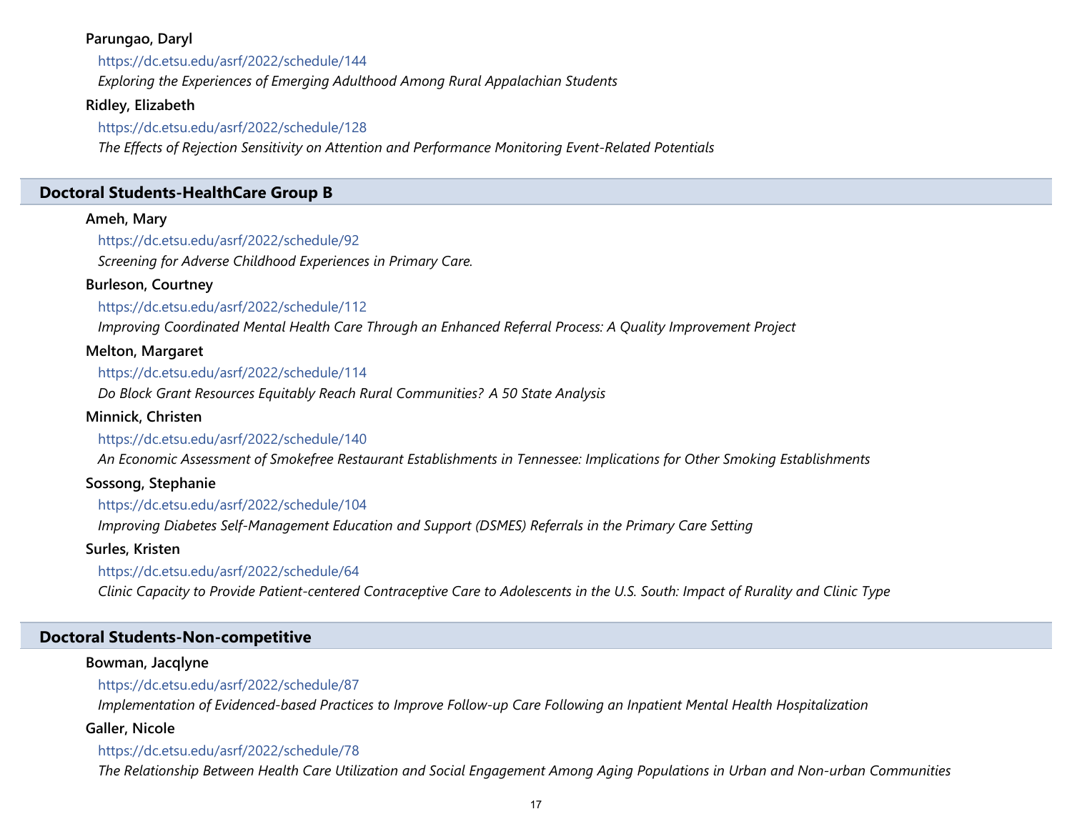**Parungao, Daryl**

https://dc.etsu.edu/asrf/2022/schedule/144

*Exploring the Experiences of Emerging Adulthood Among Rural Appalachian Students*

**Ridley, Elizabeth**

https://dc.etsu.edu/asrf/2022/schedule/128

*The Effects of Rejection Sensitivity on Attention and Performance Monitoring Event-Related Potentials*

## Doctoral Students-HealthCare Group B

**Ameh, Mary**

https://dc.etsu.edu/asrf/2022/schedule/92

*Screening for Adverse Childhood Experiences in Primary Care.*

**Burleson, Courtney**

https://dc.etsu.edu/asrf/2022/schedule/112

*Improving Coordinated Mental Health Care Through an Enhanced Referral Process: A Quality Improvement Project*

**Melton, Margaret**

https://dc.etsu.edu/asrf/2022/schedule/114

*Do Block Grant Resources Equitably Reach Rural Communities? A 50 State Analysis*

**Minnick, Christen**

https://dc.etsu.edu/asrf/2022/schedule/140

*An Economic Assessment of Smokefree Restaurant Establishments in Tennessee: Implications for Other Smoking Establishments*

**Sossong, Stephanie**

https://dc.etsu.edu/asrf/2022/schedule/104

*Improving Diabetes Self-Management Education and Support (DSMES) Referrals in the Primary Care Setting*

**Surles, Kristen**

https://dc.etsu.edu/asrf/2022/schedule/64

*Clinic Capacity to Provide Patient-centered Contraceptive Care to Adolescents in the U.S. South: Impact of Rurality and Clinic Type*

## Doctoral Students-Non-competitive

**Bowman, Jacqlyne**

https://dc.etsu.edu/asrf/2022/schedule/87

*Implementation of Evidenced-based Practices to Improve Follow-up Care Following an Inpatient Mental Health Hospitalization*

**Galler, Nicole**

https://dc.etsu.edu/asrf/2022/schedule/78

*The Relationship Between Health Care Utilization and Social Engagement Among Aging Populations in Urban and Non-urban Communities*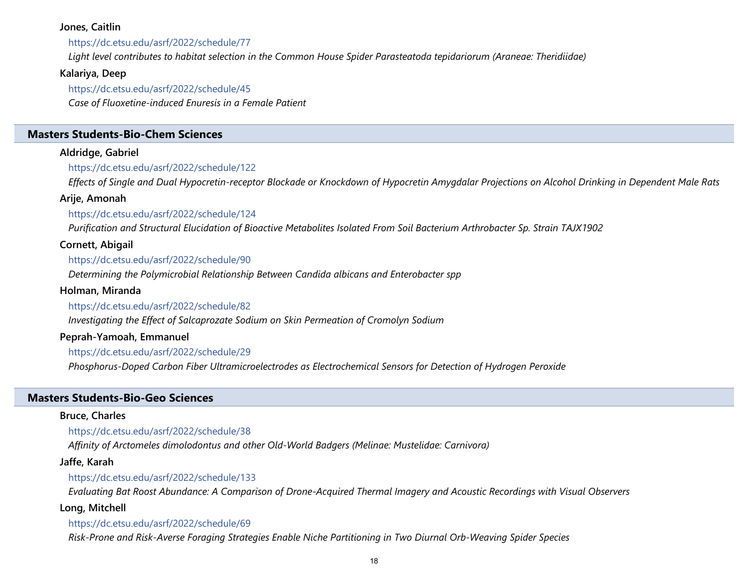**Jones, Caitlin**

https://dc.etsu.edu/asrf/2022/schedule/77

*Light level contributes to habitat selection in the Common House Spider Parasteatoda tepidariorum (Araneae: Theridiidae)*

**Kalariya, Deep**

https://dc.etsu.edu/asrf/2022/schedule/45

*Case of Fluoxetine-induced Enuresis in a Female Patient*

## Masters Students-Bio-Chem Sciences

**Aldridge, Gabriel**

https://dc.etsu.edu/asrf/2022/schedule/122

*Effects of Single and Dual Hypocretin-receptor Blockade or Knockdown of Hypocretin Amygdalar Projections on Alcohol Drinking in Dependent Male Rats*

**Arije, Amonah**

https://dc.etsu.edu/asrf/2022/schedule/124

*Purification and Structural Elucidation of Bioactive Metabolites Isolated From Soil Bacterium Arthrobacter Sp. Strain TAJX1902*

**Cornett, Abigail**

https://dc.etsu.edu/asrf/2022/schedule/90

*Determining the Polymicrobial Relationship Between Candida albicans and Enterobacter spp*

**Holman, Miranda**

https://dc.etsu.edu/asrf/2022/schedule/82

*Investigating the Effect of Salcaprozate Sodium on Skin Permeation of Cromolyn Sodium*

**Peprah-Yamoah, Emmanuel**

https://dc.etsu.edu/asrf/2022/schedule/29

*Phosphorus-Doped Carbon Fiber Ultramicroelectrodes as Electrochemical Sensors for Detection of Hydrogen Peroxide*

## Masters Students-Bio-Geo Sciences

**Bruce, Charles**

https://dc.etsu.edu/asrf/2022/schedule/38

*Affinity of Arctomeles dimolodontus and other Old-World Badgers (Melinae: Mustelidae: Carnivora)*

**Jaffe, Karah**

https://dc.etsu.edu/asrf/2022/schedule/133

*Evaluating Bat Roost Abundance: A Comparison of Drone-Acquired Thermal Imagery and Acoustic Recordings with Visual Observers*

**Long, Mitchell**

https://dc.etsu.edu/asrf/2022/schedule/69

*Risk-Prone and Risk-Averse Foraging Strategies Enable Niche Partitioning in Two Diurnal Orb-Weaving Spider Species*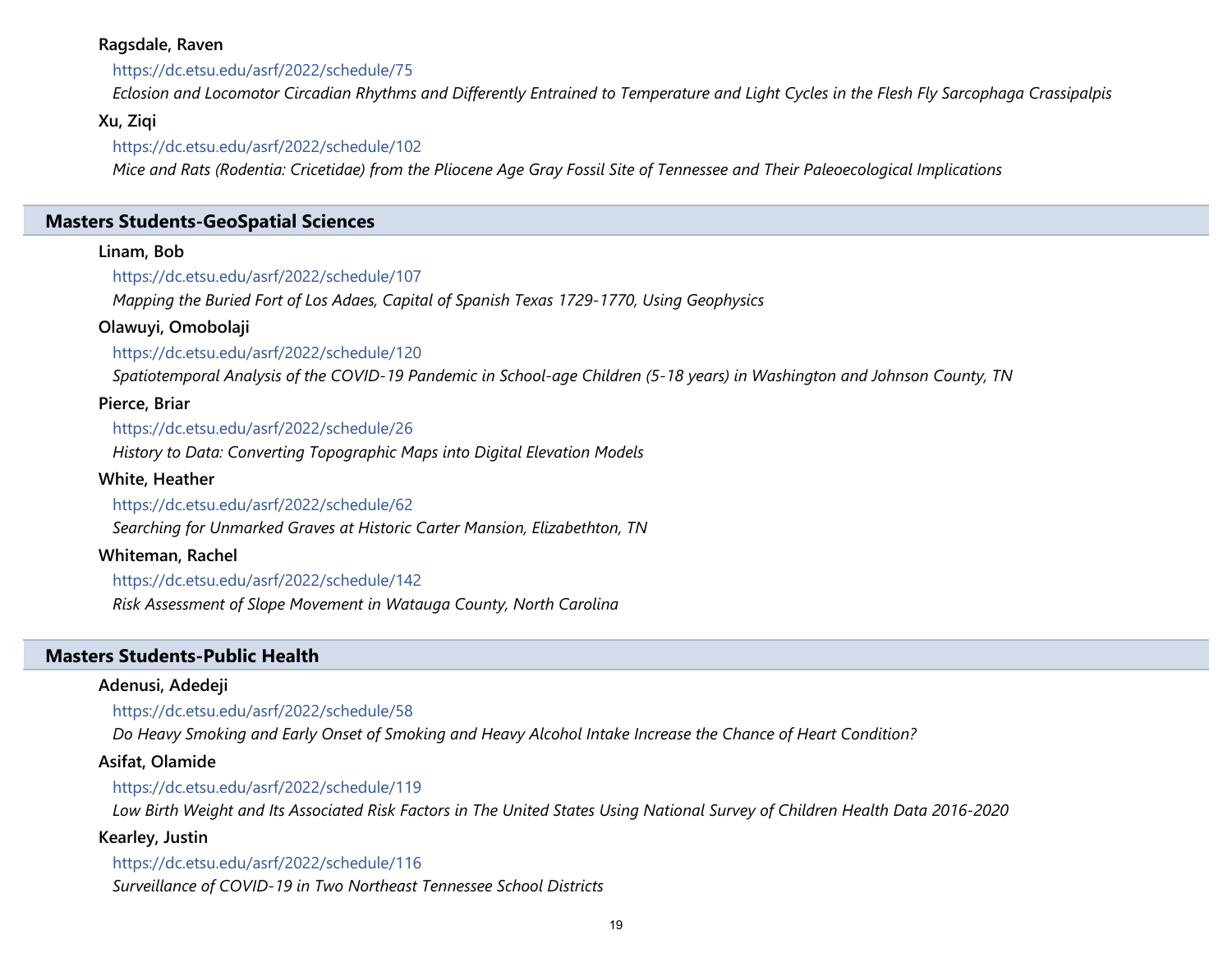**Ragsdale, Raven**

https://dc.etsu.edu/asrf/2022/schedule/75

*Eclosion and Locomotor Circadian Rhythms and Differently Entrained to Temperature and Light Cycles in the Flesh Fly Sarcophaga Crassipalpis*

**Xu, Ziqi**

https://dc.etsu.edu/asrf/2022/schedule/102

*Mice and Rats (Rodentia: Cricetidae) from the Pliocene Age Gray Fossil Site of Tennessee and Their Paleoecological Implications*

## Masters Students-GeoSpatial Sciences

**Linam, Bob**

https://dc.etsu.edu/asrf/2022/schedule/107

*Mapping the Buried Fort of Los Adaes, Capital of Spanish Texas 1729-1770, Using Geophysics*

**Olawuyi, Omobolaji**

https://dc.etsu.edu/asrf/2022/schedule/120

*Spatiotemporal Analysis of the COVID-19 Pandemic in School-age Children (5-18 years) in Washington and Johnson County, TN*

**Pierce, Briar**

https://dc.etsu.edu/asrf/2022/schedule/26

*History to Data: Converting Topographic Maps into Digital Elevation Models*

**White, Heather**

https://dc.etsu.edu/asrf/2022/schedule/62

*Searching for Unmarked Graves at Historic Carter Mansion, Elizabethton, TN*

**Whiteman, Rachel**

https://dc.etsu.edu/asrf/2022/schedule/142

*Risk Assessment of Slope Movement in Watauga County, North Carolina*

## Masters Students-Public Health

**Adenusi, Adedeji**

https://dc.etsu.edu/asrf/2022/schedule/58

*Do Heavy Smoking and Early Onset of Smoking and Heavy Alcohol Intake Increase the Chance of Heart Condition?*

**Asifat, Olamide**

https://dc.etsu.edu/asrf/2022/schedule/119

*Low Birth Weight and Its Associated Risk Factors in The United States Using National Survey of Children Health Data 2016-2020*

**Kearley, Justin**

https://dc.etsu.edu/asrf/2022/schedule/116

*Surveillance of COVID-19 in Two Northeast Tennessee School Districts*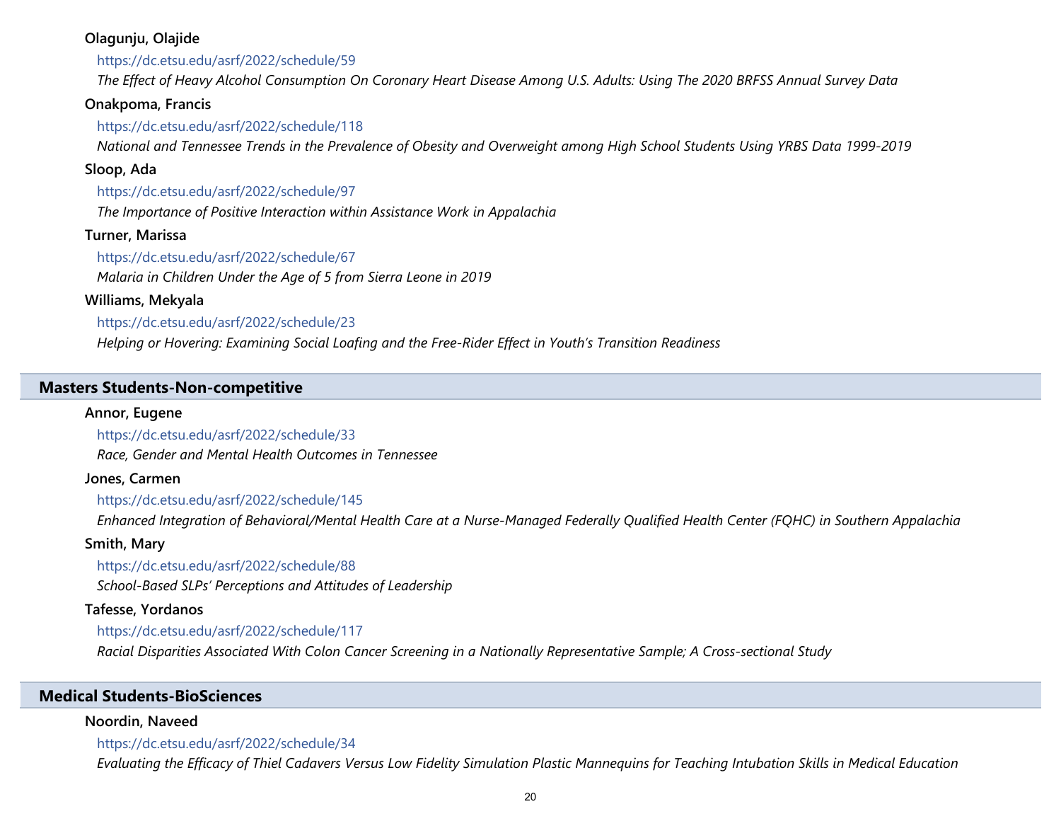**Olagunju, Olajide**

https://dc.etsu.edu/asrf/2022/schedule/59

*The Effect of Heavy Alcohol Consumption On Coronary Heart Disease Among U.S. Adults: Using The 2020 BRFSS Annual Survey Data*

**Onakpoma, Francis**

https://dc.etsu.edu/asrf/2022/schedule/118

*National and Tennessee Trends in the Prevalence of Obesity and Overweight among High School Students Using YRBS Data 1999-2019*

**Sloop, Ada**

https://dc.etsu.edu/asrf/2022/schedule/97

*The Importance of Positive Interaction within Assistance Work in Appalachia*

**Turner, Marissa**

https://dc.etsu.edu/asrf/2022/schedule/67

*Malaria in Children Under the Age of 5 from Sierra Leone in 2019*

**Williams, Mekyala**

https://dc.etsu.edu/asrf/2022/schedule/23

*Helping or Hovering: Examining Social Loafing and the Free-Rider Effect in Youth's Transition Readiness*

## Masters Students-Non-competitive

**Annor, Eugene**

https://dc.etsu.edu/asrf/2022/schedule/33

*Race, Gender and Mental Health Outcomes in Tennessee*

**Jones, Carmen**

https://dc.etsu.edu/asrf/2022/schedule/145

*Enhanced Integration of Behavioral/Mental Health Care at a Nurse-Managed Federally Qualified Health Center (FQHC) in Southern Appalachia*

**Smith, Mary**

https://dc.etsu.edu/asrf/2022/schedule/88

*School-Based SLPs' Perceptions and Attitudes of Leadership*

**Tafesse, Yordanos**

https://dc.etsu.edu/asrf/2022/schedule/117

*Racial Disparities Associated With Colon Cancer Screening in a Nationally Representative Sample; A Cross-sectional Study*

## Medical Students-BioSciences

**Noordin, Naveed**

https://dc.etsu.edu/asrf/2022/schedule/34

*Evaluating the Efficacy of Thiel Cadavers Versus Low Fidelity Simulation Plastic Mannequins for Teaching Intubation Skills in Medical Education*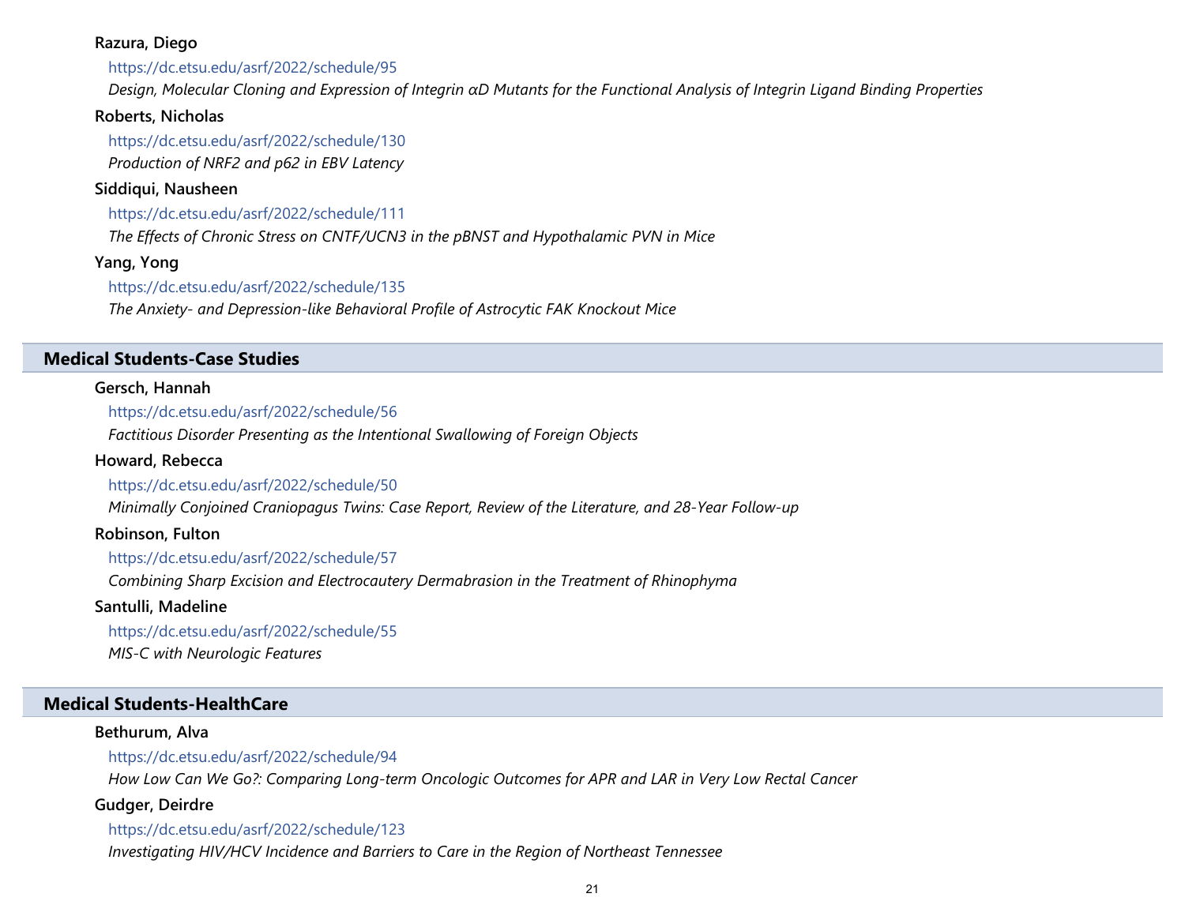**Razura, Diego**

https://dc.etsu.edu/asrf/2022/schedule/95

*Design, Molecular Cloning and Expression of Integrin αD Mutants for the Functional Analysis of Integrin Ligand Binding Properties*

**Roberts, Nicholas**

https://dc.etsu.edu/asrf/2022/schedule/130

*Production of NRF2 and p62 in EBV Latency*

**Siddiqui, Nausheen**

https://dc.etsu.edu/asrf/2022/schedule/111

*The Effects of Chronic Stress on CNTF/UCN3 in the pBNST and Hypothalamic PVN in Mice*

**Yang, Yong**

https://dc.etsu.edu/asrf/2022/schedule/135

*The Anxiety- and Depression-like Behavioral Profile of Astrocytic FAK Knockout Mice*

## Medical Students-Case Studies

**Gersch, Hannah**

https://dc.etsu.edu/asrf/2022/schedule/56

*Factitious Disorder Presenting as the Intentional Swallowing of Foreign Objects*

**Howard, Rebecca**

https://dc.etsu.edu/asrf/2022/schedule/50

*Minimally Conjoined Craniopagus Twins: Case Report, Review of the Literature, and 28-Year Follow-up*

**Robinson, Fulton**

https://dc.etsu.edu/asrf/2022/schedule/57

*Combining Sharp Excision and Electrocautery Dermabrasion in the Treatment of Rhinophyma*

**Santulli, Madeline**

https://dc.etsu.edu/asrf/2022/schedule/55

*MIS-C with Neurologic Features*

## Medical Students-HealthCare

**Bethurum, Alva**

https://dc.etsu.edu/asrf/2022/schedule/94

*How Low Can We Go?: Comparing Long-term Oncologic Outcomes for APR and LAR in Very Low Rectal Cancer*

**Gudger, Deirdre**

https://dc.etsu.edu/asrf/2022/schedule/123

*Investigating HIV/HCV Incidence and Barriers to Care in the Region of Northeast Tennessee*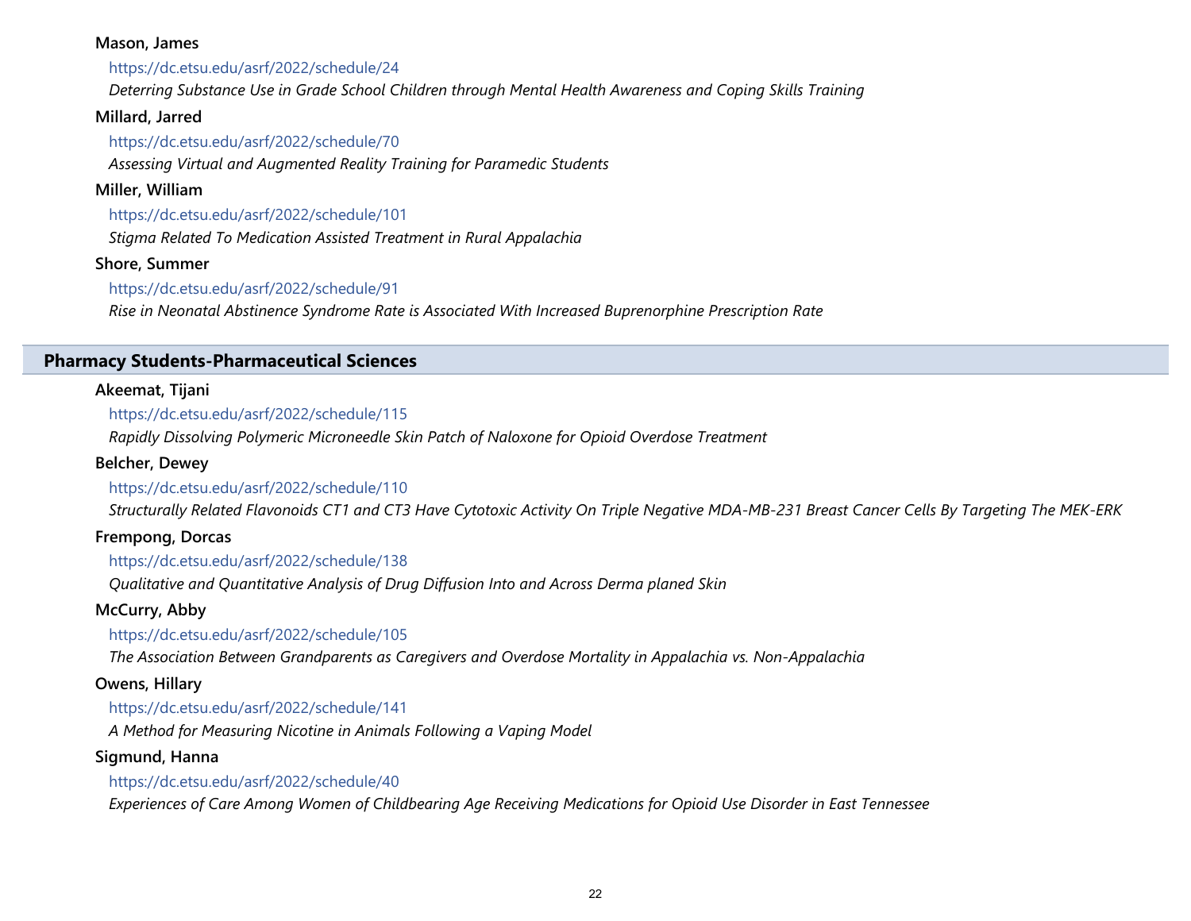**Mason, James**

https://dc.etsu.edu/asrf/2022/schedule/24

*Deterring Substance Use in Grade School Children through Mental Health Awareness and Coping Skills Training*

**Millard, Jarred**

https://dc.etsu.edu/asrf/2022/schedule/70

*Assessing Virtual and Augmented Reality Training for Paramedic Students*

**Miller, William**

https://dc.etsu.edu/asrf/2022/schedule/101

*Stigma Related To Medication Assisted Treatment in Rural Appalachia*

**Shore, Summer**

https://dc.etsu.edu/asrf/2022/schedule/91

*Rise in Neonatal Abstinence Syndrome Rate is Associated With Increased Buprenorphine Prescription Rate*

## Pharmacy Students-Pharmaceutical Sciences

**Akeemat, Tijani**

https://dc.etsu.edu/asrf/2022/schedule/115

*Rapidly Dissolving Polymeric Microneedle Skin Patch of Naloxone for Opioid Overdose Treatment*

**Belcher, Dewey**

https://dc.etsu.edu/asrf/2022/schedule/110

*Structurally Related Flavonoids CT1 and CT3 Have Cytotoxic Activity On Triple Negative MDA-MB-231 Breast Cancer Cells By Targeting The MEK-ERK*

**Frempong, Dorcas**

https://dc.etsu.edu/asrf/2022/schedule/138

*Qualitative and Quantitative Analysis of Drug Diffusion Into and Across Derma planed Skin*

**McCurry, Abby**

https://dc.etsu.edu/asrf/2022/schedule/105

*The Association Between Grandparents as Caregivers and Overdose Mortality in Appalachia vs. Non-Appalachia*

**Owens, Hillary**

https://dc.etsu.edu/asrf/2022/schedule/141

*A Method for Measuring Nicotine in Animals Following a Vaping Model*

**Sigmund, Hanna**

https://dc.etsu.edu/asrf/2022/schedule/40

*Experiences of Care Among Women of Childbearing Age Receiving Medications for Opioid Use Disorder in East Tennessee*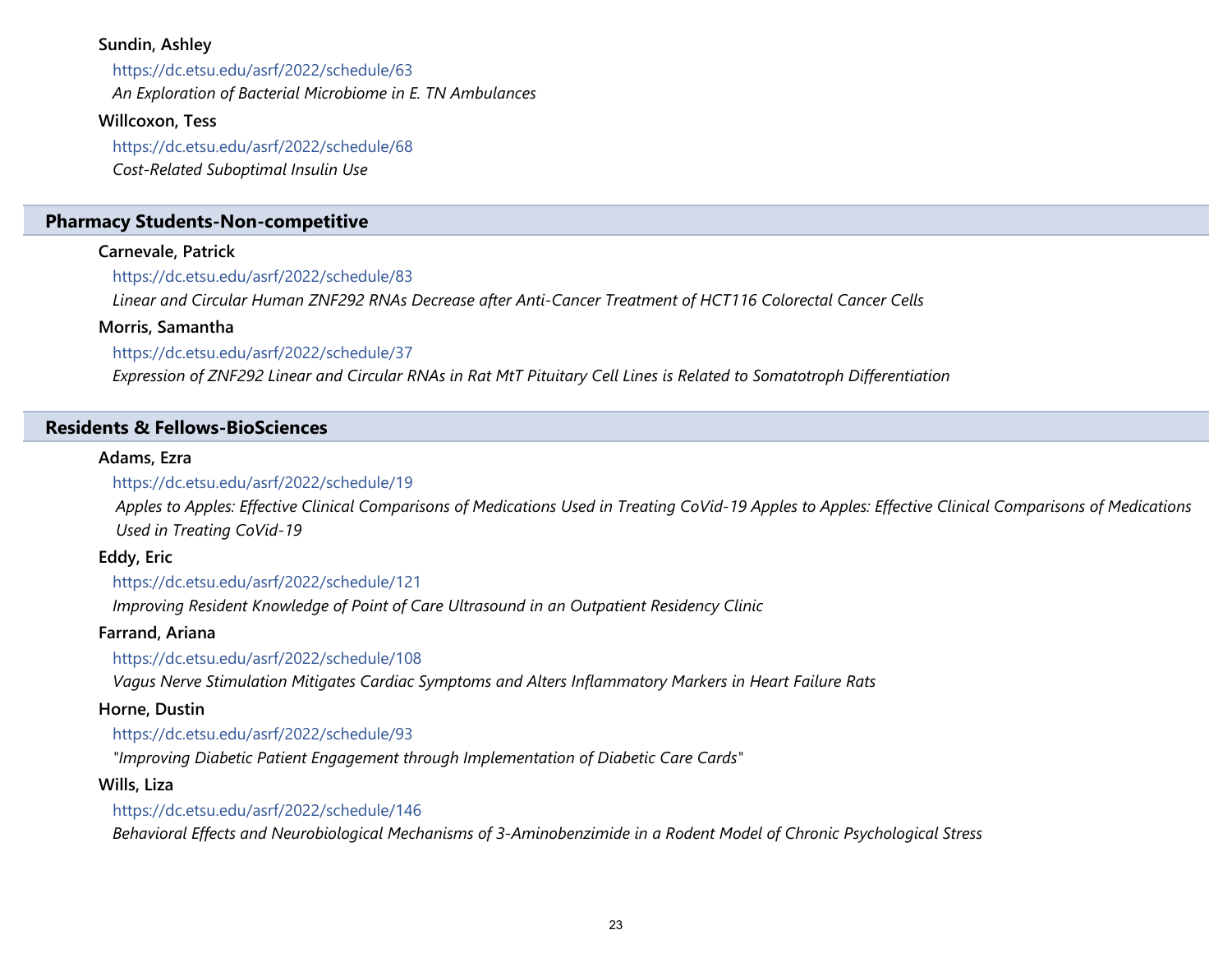**Sundin, Ashley**

https://dc.etsu.edu/asrf/2022/schedule/63

*An Exploration of Bacterial Microbiome in E. TN Ambulances*

**Willcoxon, Tess**

https://dc.etsu.edu/asrf/2022/schedule/68

*Cost-Related Suboptimal Insulin Use*

## Pharmacy Students-Non-competitive

**Carnevale, Patrick**

https://dc.etsu.edu/asrf/2022/schedule/83

*Linear and Circular Human ZNF292 RNAs Decrease after Anti-Cancer Treatment of HCT116 Colorectal Cancer Cells*

**Morris, Samantha**

https://dc.etsu.edu/asrf/2022/schedule/37

*Expression of ZNF292 Linear and Circular RNAs in Rat MtT Pituitary Cell Lines is Related to Somatotroph Differentiation*

## Residents & Fellows-BioSciences

**Adams, Ezra**

https://dc.etsu.edu/asrf/2022/schedule/19

*Apples to Apples: Effective Clinical Comparisons of Medications Used in Treating CoVid-19 Apples to Apples: Effective Clinical Comparisons of Medications Used in Treating CoVid-19*

**Eddy, Eric**

https://dc.etsu.edu/asrf/2022/schedule/121

*Improving Resident Knowledge of Point of Care Ultrasound in an Outpatient Residency Clinic*

**Farrand, Ariana**

https://dc.etsu.edu/asrf/2022/schedule/108

*Vagus Nerve Stimulation Mitigates Cardiac Symptoms and Alters Inflammatory Markers in Heart Failure Rats*

**Horne, Dustin**

https://dc.etsu.edu/asrf/2022/schedule/93

*"Improving Diabetic Patient Engagement through Implementation of Diabetic Care Cards"*

**Wills, Liza**

https://dc.etsu.edu/asrf/2022/schedule/146

*Behavioral Effects and Neurobiological Mechanisms of 3-Aminobenzimide in a Rodent Model of Chronic Psychological Stress*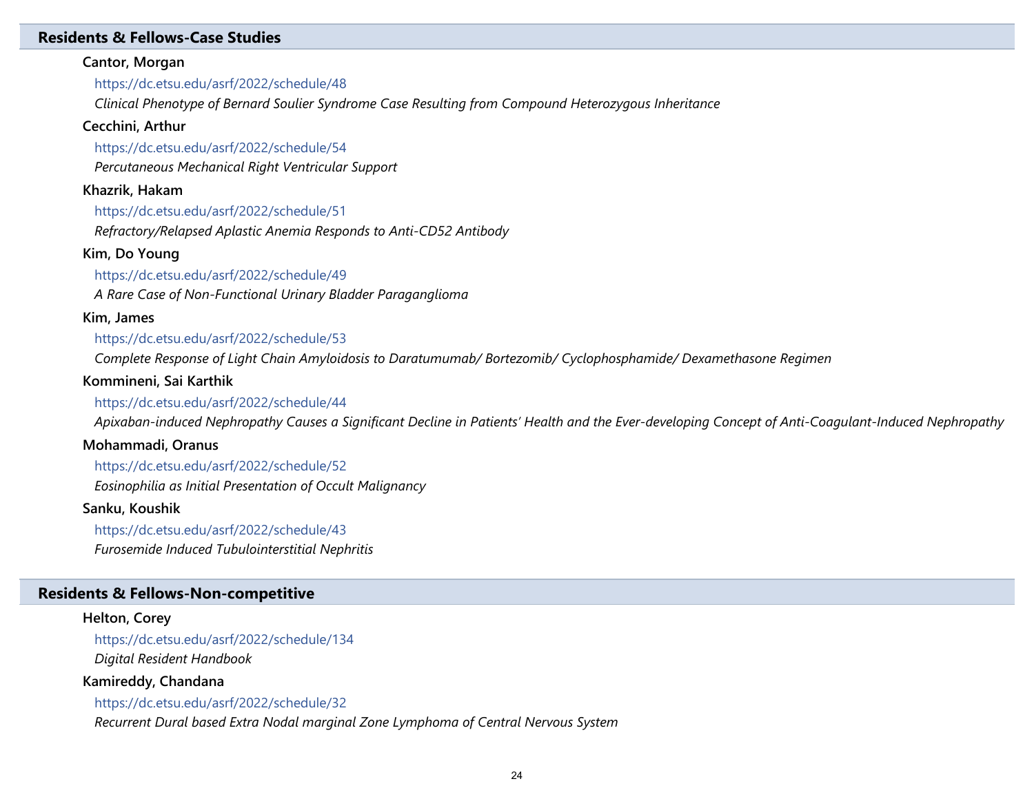## Residents & Fellows-Case Studies

**Cantor, Morgan**

https://dc.etsu.edu/asrf/2022/schedule/48

*Clinical Phenotype of Bernard Soulier Syndrome Case Resulting from Compound Heterozygous Inheritance*

**Cecchini, Arthur**

https://dc.etsu.edu/asrf/2022/schedule/54

*Percutaneous Mechanical Right Ventricular Support*

**Khazrik, Hakam**

https://dc.etsu.edu/asrf/2022/schedule/51

*Refractory/Relapsed Aplastic Anemia Responds to Anti-CD52 Antibody*

**Kim, Do Young**

https://dc.etsu.edu/asrf/2022/schedule/49

*A Rare Case of Non-Functional Urinary Bladder Paraganglioma*

**Kim, James**

https://dc.etsu.edu/asrf/2022/schedule/53

*Complete Response of Light Chain Amyloidosis to Daratumumab/ Bortezomib/ Cyclophosphamide/ Dexamethasone Regimen*

**Kommineni, Sai Karthik**

https://dc.etsu.edu/asrf/2022/schedule/44

*Apixaban-induced Nephropathy Causes a Significant Decline in Patients' Health and the Ever-developing Concept of Anti-Coagulant-Induced Nephropathy*

**Mohammadi, Oranus**

https://dc.etsu.edu/asrf/2022/schedule/52

*Eosinophilia as Initial Presentation of Occult Malignancy*

**Sanku, Koushik**

https://dc.etsu.edu/asrf/2022/schedule/43

*Furosemide Induced Tubulointerstitial Nephritis*

## Residents & Fellows-Non-competitive

**Helton, Corey**

https://dc.etsu.edu/asrf/2022/schedule/134

*Digital Resident Handbook*

**Kamireddy, Chandana**

https://dc.etsu.edu/asrf/2022/schedule/32

*Recurrent Dural based Extra Nodal marginal Zone Lymphoma of Central Nervous System*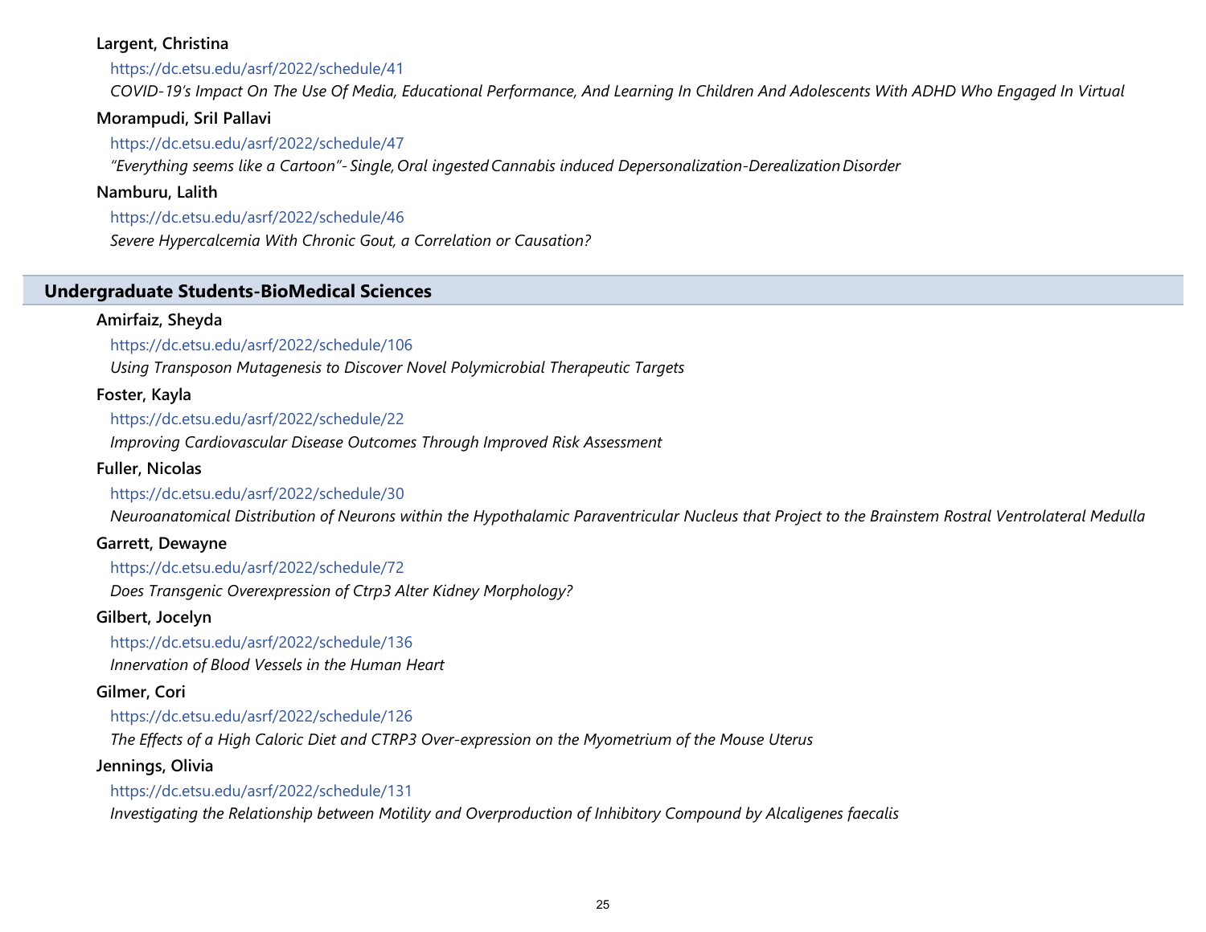**Largent, Christina**

https://dc.etsu.edu/asrf/2022/schedule/41

*COVID-19's Impact On The Use Of Media, Educational Performance, And Learning In Children And Adolescents With ADHD Who Engaged In Virtual*

**Morampudi, SriI Pallavi**

https://dc.etsu.edu/asrf/2022/schedule/47

*"Everything seems like a Cartoon"- Single, Oral ingested Cannabis induced Depersonalization-Derealization Disorder*

**Namburu, Lalith**

https://dc.etsu.edu/asrf/2022/schedule/46

*Severe Hypercalcemia With Chronic Gout, a Correlation or Causation?*

## Undergraduate Students-BioMedical Sciences

**Amirfaiz, Sheyda**

https://dc.etsu.edu/asrf/2022/schedule/106

*Using Transposon Mutagenesis to Discover Novel Polymicrobial Therapeutic Targets*

**Foster, Kayla**

https://dc.etsu.edu/asrf/2022/schedule/22

*Improving Cardiovascular Disease Outcomes Through Improved Risk Assessment*

**Fuller, Nicolas**

https://dc.etsu.edu/asrf/2022/schedule/30

*Neuroanatomical Distribution of Neurons within the Hypothalamic Paraventricular Nucleus that Project to the Brainstem Rostral Ventrolateral Medulla*

**Garrett, Dewayne**

https://dc.etsu.edu/asrf/2022/schedule/72

*Does Transgenic Overexpression of Ctrp3 Alter Kidney Morphology?*

**Gilbert, Jocelyn**

https://dc.etsu.edu/asrf/2022/schedule/136

*Innervation of Blood Vessels in the Human Heart*

**Gilmer, Cori**

https://dc.etsu.edu/asrf/2022/schedule/126

*The Effects of a High Caloric Diet and CTRP3 Over-expression on the Myometrium of the Mouse Uterus*

**Jennings, Olivia**

https://dc.etsu.edu/asrf/2022/schedule/131

*Investigating the Relationship between Motility and Overproduction of Inhibitory Compound by Alcaligenes faecalis*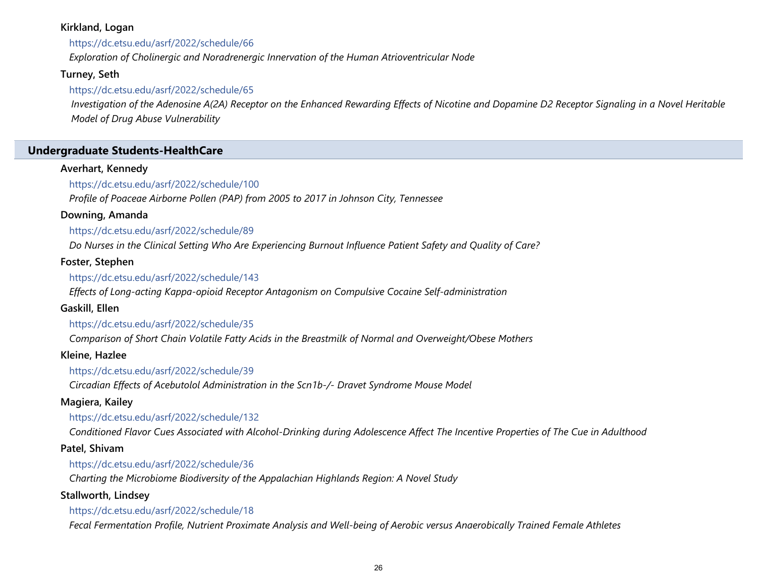**Kirkland, Logan**

https://dc.etsu.edu/asrf/2022/schedule/66

*Exploration of Cholinergic and Noradrenergic Innervation of the Human Atrioventricular Node*

**Turney, Seth**

https://dc.etsu.edu/asrf/2022/schedule/65

*Investigation of the Adenosine A(2A) Receptor on the Enhanced Rewarding Effects of Nicotine and Dopamine D2 Receptor Signaling in a Novel Heritable Model of Drug Abuse Vulnerability*

## Undergraduate Students-HealthCare

**Averhart, Kennedy**

https://dc.etsu.edu/asrf/2022/schedule/100

*Profile of Poaceae Airborne Pollen (PAP) from 2005 to 2017 in Johnson City, Tennessee*

**Downing, Amanda**

https://dc.etsu.edu/asrf/2022/schedule/89

*Do Nurses in the Clinical Setting Who Are Experiencing Burnout Influence Patient Safety and Quality of Care?*

**Foster, Stephen**

https://dc.etsu.edu/asrf/2022/schedule/143

*Effects of Long-acting Kappa-opioid Receptor Antagonism on Compulsive Cocaine Self-administration*

**Gaskill, Ellen**

https://dc.etsu.edu/asrf/2022/schedule/35

*Comparison of Short Chain Volatile Fatty Acids in the Breastmilk of Normal and Overweight/Obese Mothers*

**Kleine, Hazlee**

https://dc.etsu.edu/asrf/2022/schedule/39

*Circadian Effects of Acebutolol Administration in the Scn1b-/- Dravet Syndrome Mouse Model*

**Magiera, Kailey**

https://dc.etsu.edu/asrf/2022/schedule/132

*Conditioned Flavor Cues Associated with Alcohol-Drinking during Adolescence Affect The Incentive Properties of The Cue in Adulthood*

**Patel, Shivam**

https://dc.etsu.edu/asrf/2022/schedule/36

*Charting the Microbiome Biodiversity of the Appalachian Highlands Region: A Novel Study*

**Stallworth, Lindsey**

https://dc.etsu.edu/asrf/2022/schedule/18

*Fecal Fermentation Profile, Nutrient Proximate Analysis and Well-being of Aerobic versus Anaerobically Trained Female Athletes*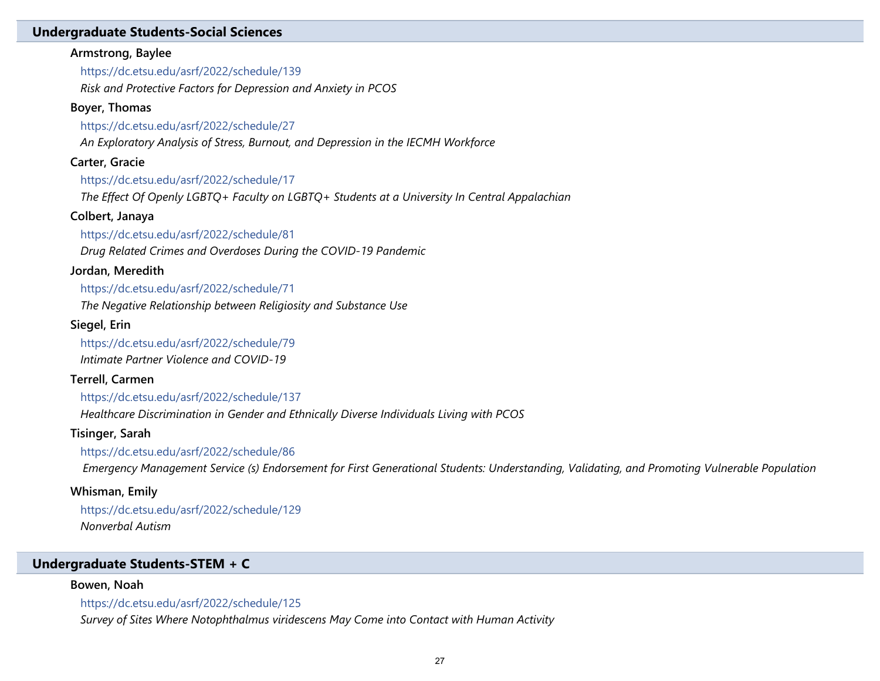## Undergraduate Students-Social Sciences

**Armstrong, Baylee**

https://dc.etsu.edu/asrf/2022/schedule/139

*Risk and Protective Factors for Depression and Anxiety in PCOS*

**Boyer, Thomas**

https://dc.etsu.edu/asrf/2022/schedule/27

*An Exploratory Analysis of Stress, Burnout, and Depression in the IECMH Workforce*

**Carter, Gracie**

https://dc.etsu.edu/asrf/2022/schedule/17

*The Effect Of Openly LGBTQ+ Faculty on LGBTQ+ Students at a University In Central Appalachian*

**Colbert, Janaya**

https://dc.etsu.edu/asrf/2022/schedule/81

*Drug Related Crimes and Overdoses During the COVID-19 Pandemic*

**Jordan, Meredith**

https://dc.etsu.edu/asrf/2022/schedule/71

*The Negative Relationship between Religiosity and Substance Use*

**Siegel, Erin**

https://dc.etsu.edu/asrf/2022/schedule/79

*Intimate Partner Violence and COVID-19*

**Terrell, Carmen**

https://dc.etsu.edu/asrf/2022/schedule/137

*Healthcare Discrimination in Gender and Ethnically Diverse Individuals Living with PCOS*

**Tisinger, Sarah**

https://dc.etsu.edu/asrf/2022/schedule/86

*Emergency Management Service (s) Endorsement for First Generational Students: Understanding, Validating, and Promoting Vulnerable Population*

**Whisman, Emily**

https://dc.etsu.edu/asrf/2022/schedule/129

*Nonverbal Autism*

## Undergraduate Students-STEM + C

**Bowen, Noah**

https://dc.etsu.edu/asrf/2022/schedule/125

*Survey of Sites Where Notophthalmus viridescens May Come into Contact with Human Activity*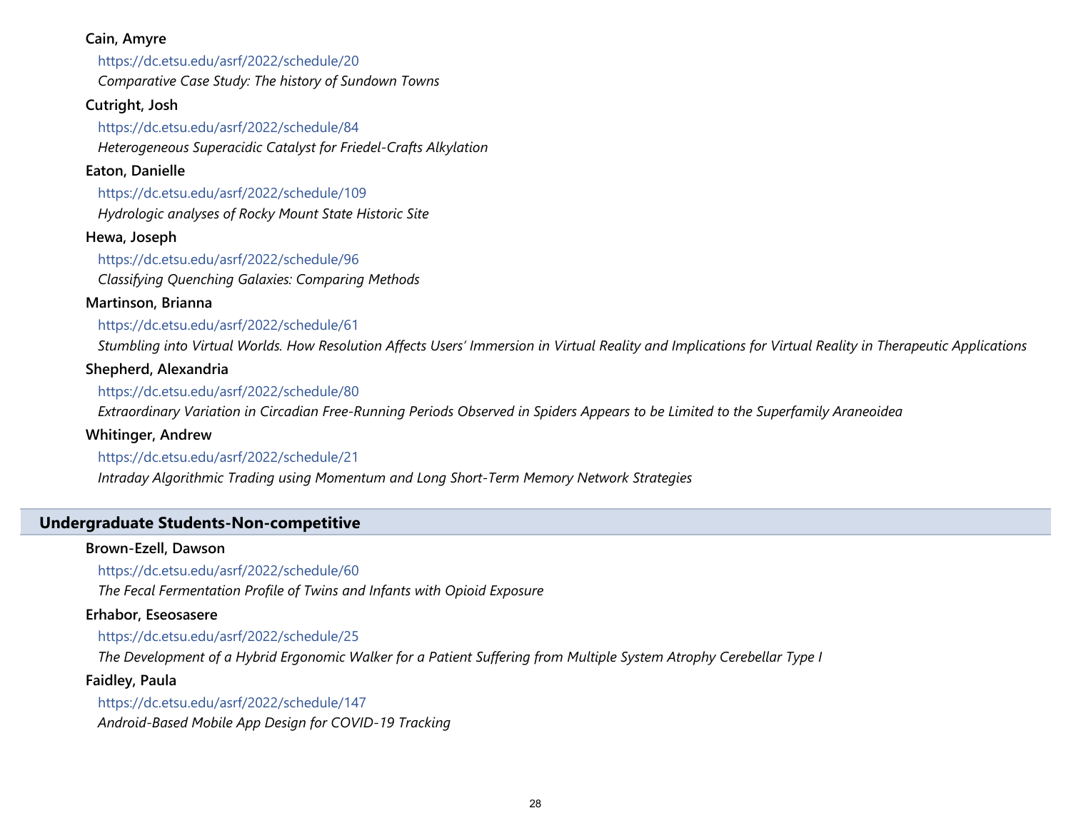**Cain, Amyre**

https://dc.etsu.edu/asrf/2022/schedule/20

*Comparative Case Study: The history of Sundown Towns*

**Cutright, Josh**

https://dc.etsu.edu/asrf/2022/schedule/84

*Heterogeneous Superacidic Catalyst for Friedel-Crafts Alkylation*

**Eaton, Danielle**

https://dc.etsu.edu/asrf/2022/schedule/109

*Hydrologic analyses of Rocky Mount State Historic Site*

**Hewa, Joseph**

https://dc.etsu.edu/asrf/2022/schedule/96

*Classifying Quenching Galaxies: Comparing Methods*

**Martinson, Brianna**

https://dc.etsu.edu/asrf/2022/schedule/61

*Stumbling into Virtual Worlds. How Resolution Affects Users' Immersion in Virtual Reality and Implications for Virtual Reality in Therapeutic Applications*

**Shepherd, Alexandria**

https://dc.etsu.edu/asrf/2022/schedule/80

*Extraordinary Variation in Circadian Free-Running Periods Observed in Spiders Appears to be Limited to the Superfamily Araneoidea*

**Whitinger, Andrew**

https://dc.etsu.edu/asrf/2022/schedule/21

*Intraday Algorithmic Trading using Momentum and Long Short-Term Memory Network Strategies*

## Undergraduate Students-Non-competitive

**Brown-Ezell, Dawson**

https://dc.etsu.edu/asrf/2022/schedule/60

*The Fecal Fermentation Profile of Twins and Infants with Opioid Exposure*

**Erhabor, Eseosasere**

https://dc.etsu.edu/asrf/2022/schedule/25

*The Development of a Hybrid Ergonomic Walker for a Patient Suffering from Multiple System Atrophy Cerebellar Type I*

**Faidley, Paula**

https://dc.etsu.edu/asrf/2022/schedule/147

*Android-Based Mobile App Design for COVID-19 Tracking*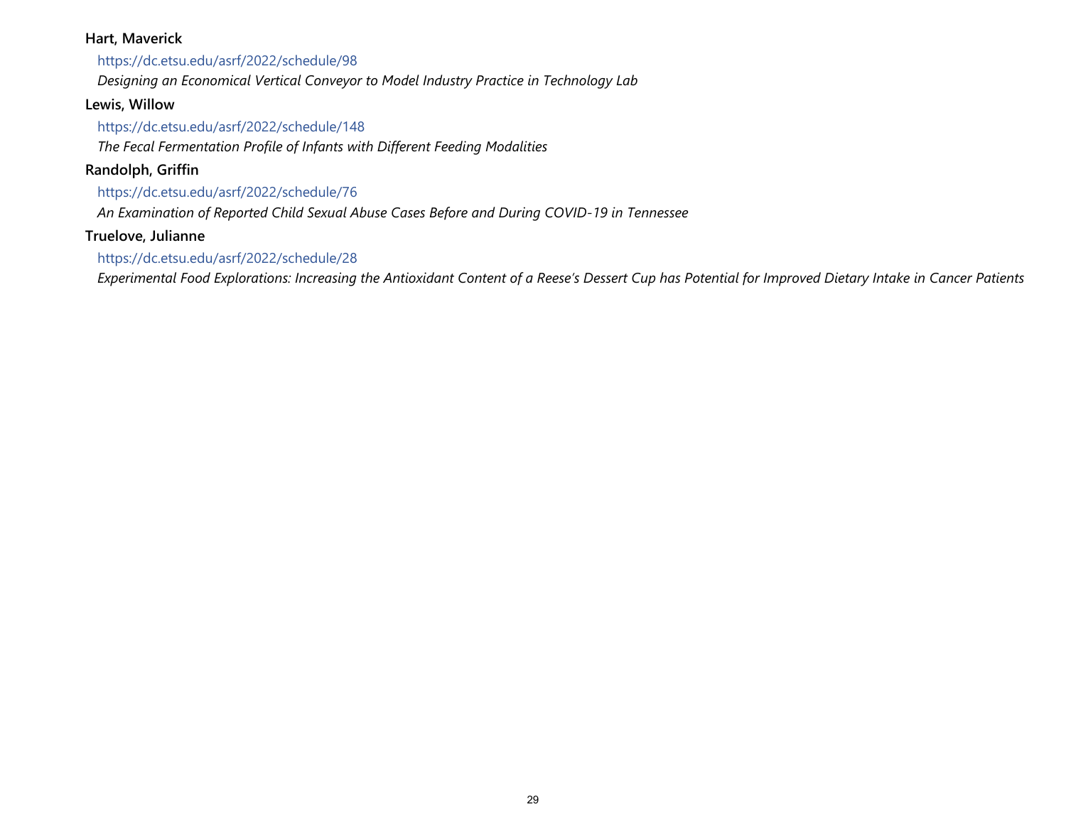**Hart, Maverick**

https://dc.etsu.edu/asrf/2022/schedule/98

*Designing an Economical Vertical Conveyor to Model Industry Practice in Technology Lab*

**Lewis, Willow**

https://dc.etsu.edu/asrf/2022/schedule/148

*The Fecal Fermentation Profile of Infants with Different Feeding Modalities*

**Randolph, Griffin**

https://dc.etsu.edu/asrf/2022/schedule/76

*An Examination of Reported Child Sexual Abuse Cases Before and During COVID-19 in Tennessee*

**Truelove, Julianne**

https://dc.etsu.edu/asrf/2022/schedule/28

*Experimental Food Explorations: Increasing the Antioxidant Content of a Reese's Dessert Cup has Potential for Improved Dietary Intake in Cancer Patients*